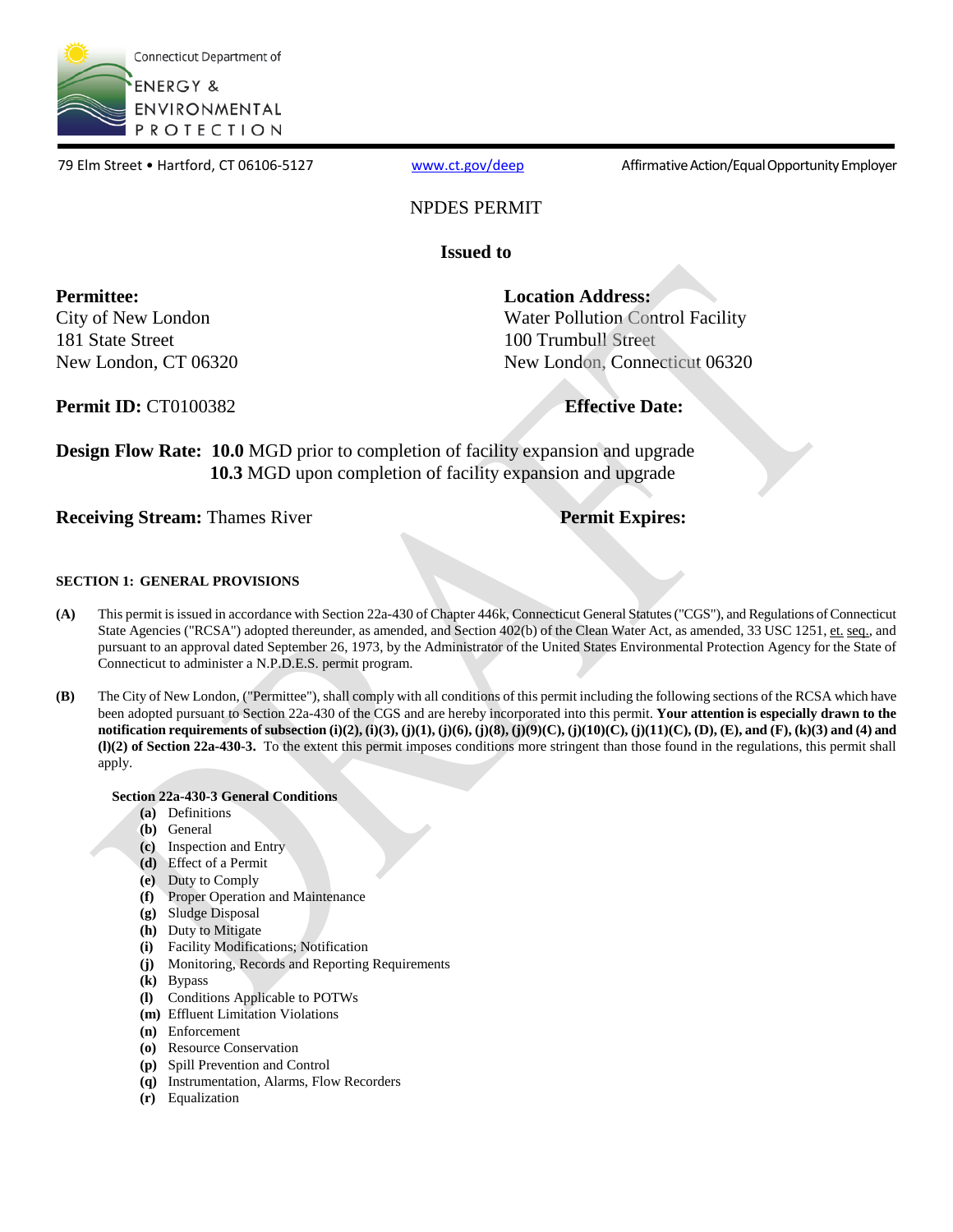Connecticut Department of

ENERGY & ENVIRONMENTAL PROTECTION

79 Elm Street • Hartford, CT 06106-5127 www.ct.gov/deep Affirmative Action/Equal Opportunity Employer

# NPDES PERMIT

**Issued to**

**Permittee:**
City of New London
181 State Street
New London, CT 06320

**Location Address:**
Water Pollution Control Facility
100 Trumbull Street
New London, Connecticut 06320

**Permit ID:** CT0100382

**Effective Date:**

**Design Flow Rate:** **10.0** MGD prior to completion of facility expansion and upgrade
**10.3** MGD upon completion of facility expansion and upgrade

**Receiving Stream:** Thames River

**Permit Expires:**

## SECTION 1: GENERAL PROVISIONS

**(A)** This permit is issued in accordance with Section 22a-430 of Chapter 446k, Connecticut General Statutes ("CGS"), and Regulations of Connecticut State Agencies ("RCSA") adopted thereunder, as amended, and Section 402(b) of the Clean Water Act, as amended, 33 USC 1251, et. seq., and pursuant to an approval dated September 26, 1973, by the Administrator of the United States Environmental Protection Agency for the State of Connecticut to administer a N.P.D.E.S. permit program.

**(B)** The City of New London, ("Permittee"), shall comply with all conditions of this permit including the following sections of the RCSA which have been adopted pursuant to Section 22a-430 of the CGS and are hereby incorporated into this permit. **Your attention is especially drawn to the notification requirements of subsection (i)(2), (i)(3), (j)(1), (j)(6), (j)(8), (j)(9)(C), (j)(10)(C), (j)(11)(C), (D), (E), and (F), (k)(3) and (4) and (l)(2) of Section 22a-430-3.** To the extent this permit imposes conditions more stringent than those found in the regulations, this permit shall apply.

**Section 22a-430-3 General Conditions**

- **(a)** Definitions
- **(b)** General
- **(c)** Inspection and Entry
- **(d)** Effect of a Permit
- **(e)** Duty to Comply
- **(f)** Proper Operation and Maintenance
- **(g)** Sludge Disposal
- **(h)** Duty to Mitigate
- **(i)** Facility Modifications; Notification
- **(j)** Monitoring, Records and Reporting Requirements
- **(k)** Bypass
- **(l)** Conditions Applicable to POTWs
- **(m)** Effluent Limitation Violations
- **(n)** Enforcement
- **(o)** Resource Conservation
- **(p)** Spill Prevention and Control
- **(q)** Instrumentation, Alarms, Flow Recorders
- **(r)** Equalization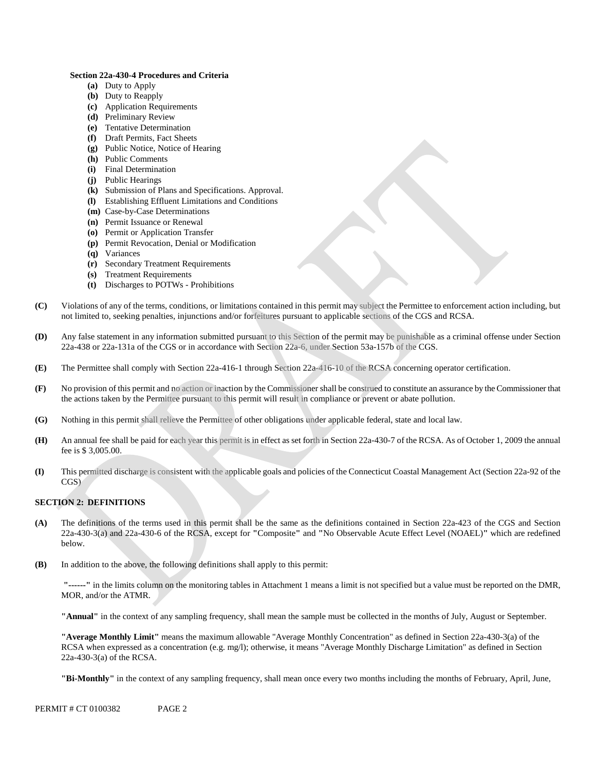**Section 22a-430-4 Procedures and Criteria**

- **(a)** Duty to Apply
- **(b)** Duty to Reapply
- **(c)** Application Requirements
- **(d)** Preliminary Review
- **(e)** Tentative Determination
- **(f)** Draft Permits, Fact Sheets
- **(g)** Public Notice, Notice of Hearing
- **(h)** Public Comments
- **(i)** Final Determination
- **(j)** Public Hearings
- **(k)** Submission of Plans and Specifications. Approval.
- **(l)** Establishing Effluent Limitations and Conditions
- **(m)** Case-by-Case Determinations
- **(n)** Permit Issuance or Renewal
- **(o)** Permit or Application Transfer
- **(p)** Permit Revocation, Denial or Modification
- **(q)** Variances
- **(r)** Secondary Treatment Requirements
- **(s)** Treatment Requirements
- **(t)** Discharges to POTWs - Prohibitions

**(C)** Violations of any of the terms, conditions, or limitations contained in this permit may subject the Permittee to enforcement action including, but not limited to, seeking penalties, injunctions and/or forfeitures pursuant to applicable sections of the CGS and RCSA.

**(D)** Any false statement in any information submitted pursuant to this Section of the permit may be punishable as a criminal offense under Section 22a-438 or 22a-131a of the CGS or in accordance with Section 22a-6, under Section 53a-157b of the CGS.

**(E)** The Permittee shall comply with Section 22a-416-1 through Section 22a-416-10 of the RCSA concerning operator certification.

**(F)** No provision of this permit and no action or inaction by the Commissioner shall be construed to constitute an assurance by the Commissioner that the actions taken by the Permittee pursuant to this permit will result in compliance or prevent or abate pollution.

**(G)** Nothing in this permit shall relieve the Permittee of other obligations under applicable federal, state and local law.

**(H)** An annual fee shall be paid for each year this permit is in effect as set forth in Section 22a-430-7 of the RCSA. As of October 1, 2009 the annual fee is $ 3,005.00.

**(I)** This permitted discharge is consistent with the applicable goals and policies of the Connecticut Coastal Management Act (Section 22a-92 of the CGS)

## SECTION 2: DEFINITIONS

**(A)** The definitions of the terms used in this permit shall be the same as the definitions contained in Section 22a-423 of the CGS and Section 22a-430-3(a) and 22a-430-6 of the RCSA, except for **"**Composite**"** and **"**No Observable Acute Effect Level (NOAEL)**"** which are redefined below.

**(B)** In addition to the above, the following definitions shall apply to this permit:

**"------"** in the limits column on the monitoring tables in Attachment 1 means a limit is not specified but a value must be reported on the DMR, MOR, and/or the ATMR.

**"Annual"** in the context of any sampling frequency, shall mean the sample must be collected in the months of July, August or September.

**"Average Monthly Limit"** means the maximum allowable "Average Monthly Concentration" as defined in Section 22a-430-3(a) of the RCSA when expressed as a concentration (e.g. mg/l); otherwise, it means "Average Monthly Discharge Limitation" as defined in Section 22a-430-3(a) of the RCSA.

**"Bi-Monthly"** in the context of any sampling frequency, shall mean once every two months including the months of February, April, June,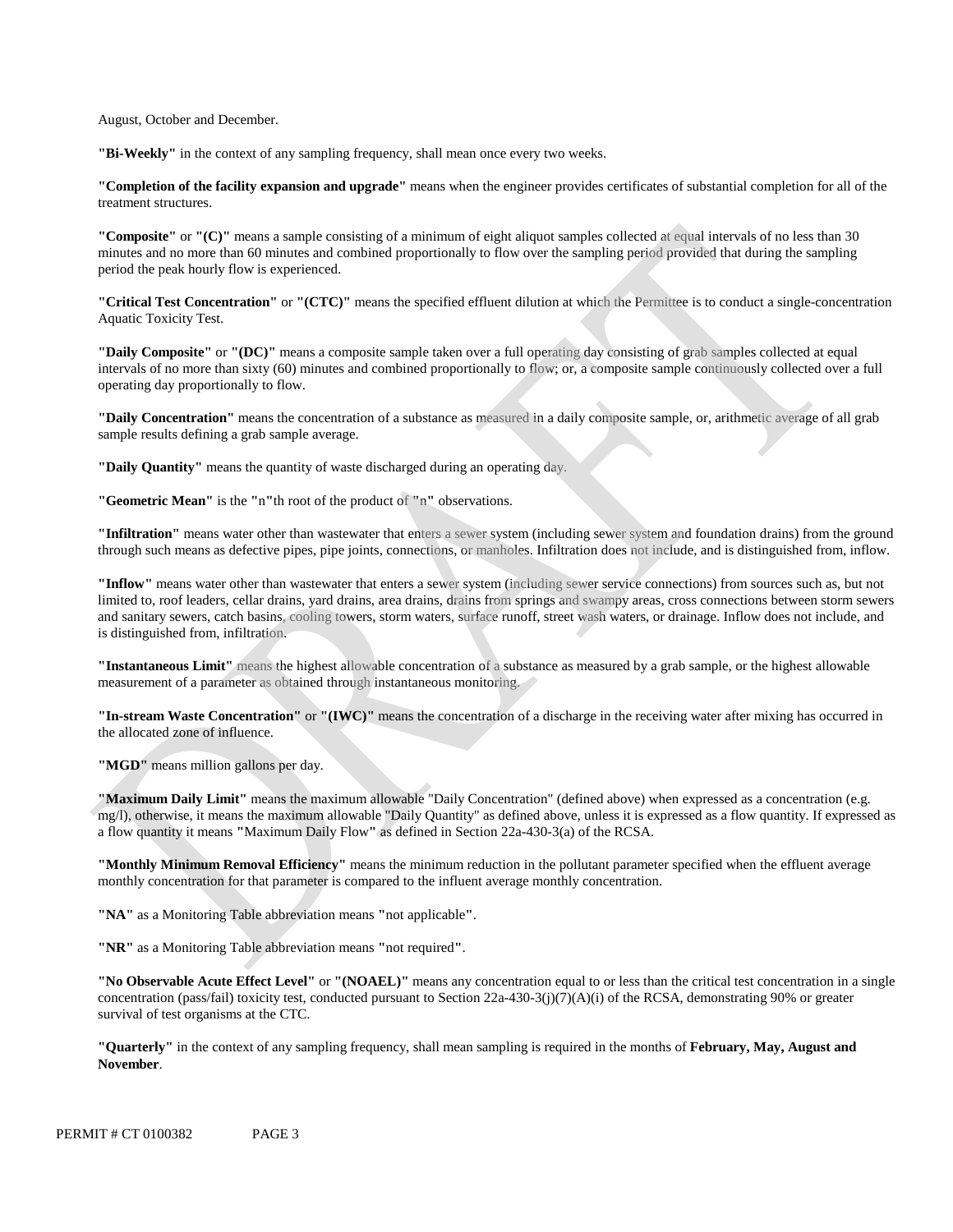August, October and December.

**"Bi-Weekly"** in the context of any sampling frequency, shall mean once every two weeks.

**"Completion of the facility expansion and upgrade"** means when the engineer provides certificates of substantial completion for all of the treatment structures.

**"Composite"** or **"(C)"** means a sample consisting of a minimum of eight aliquot samples collected at equal intervals of no less than 30 minutes and no more than 60 minutes and combined proportionally to flow over the sampling period provided that during the sampling period the peak hourly flow is experienced.

**"Critical Test Concentration"** or **"(CTC)"** means the specified effluent dilution at which the Permittee is to conduct a single-concentration Aquatic Toxicity Test.

**"Daily Composite"** or **"(DC)"** means a composite sample taken over a full operating day consisting of grab samples collected at equal intervals of no more than sixty (60) minutes and combined proportionally to flow; or, a composite sample continuously collected over a full operating day proportionally to flow.

**"Daily Concentration"** means the concentration of a substance as measured in a daily composite sample, or, arithmetic average of all grab sample results defining a grab sample average.

**"Daily Quantity"** means the quantity of waste discharged during an operating day.

**"Geometric Mean"** is the **"n"**th root of the product of **"n"** observations.

**"Infiltration"** means water other than wastewater that enters a sewer system (including sewer system and foundation drains) from the ground through such means as defective pipes, pipe joints, connections, or manholes. Infiltration does not include, and is distinguished from, inflow.

**"Inflow"** means water other than wastewater that enters a sewer system (including sewer service connections) from sources such as, but not limited to, roof leaders, cellar drains, yard drains, area drains, drains from springs and swampy areas, cross connections between storm sewers and sanitary sewers, catch basins, cooling towers, storm waters, surface runoff, street wash waters, or drainage. Inflow does not include, and is distinguished from, infiltration.

**"Instantaneous Limit"** means the highest allowable concentration of a substance as measured by a grab sample, or the highest allowable measurement of a parameter as obtained through instantaneous monitoring.

**"In-stream Waste Concentration"** or **"(IWC)"** means the concentration of a discharge in the receiving water after mixing has occurred in the allocated zone of influence.

**"MGD"** means million gallons per day.

**"Maximum Daily Limit"** means the maximum allowable "Daily Concentration" (defined above) when expressed as a concentration (e.g. mg/l), otherwise, it means the maximum allowable "Daily Quantity" as defined above, unless it is expressed as a flow quantity. If expressed as a flow quantity it means **"**Maximum Daily Flow**"** as defined in Section 22a-430-3(a) of the RCSA.

**"Monthly Minimum Removal Efficiency"** means the minimum reduction in the pollutant parameter specified when the effluent average monthly concentration for that parameter is compared to the influent average monthly concentration.

**"NA"** as a Monitoring Table abbreviation means **"**not applicable**"**.

**"NR"** as a Monitoring Table abbreviation means **"**not required**"**.

**"No Observable Acute Effect Level"** or **"(NOAEL)"** means any concentration equal to or less than the critical test concentration in a single concentration (pass/fail) toxicity test, conducted pursuant to Section 22a-430-3(j)(7)(A)(i) of the RCSA, demonstrating 90% or greater survival of test organisms at the CTC.

**"Quarterly"** in the context of any sampling frequency, shall mean sampling is required in the months of **February, May, August and November**.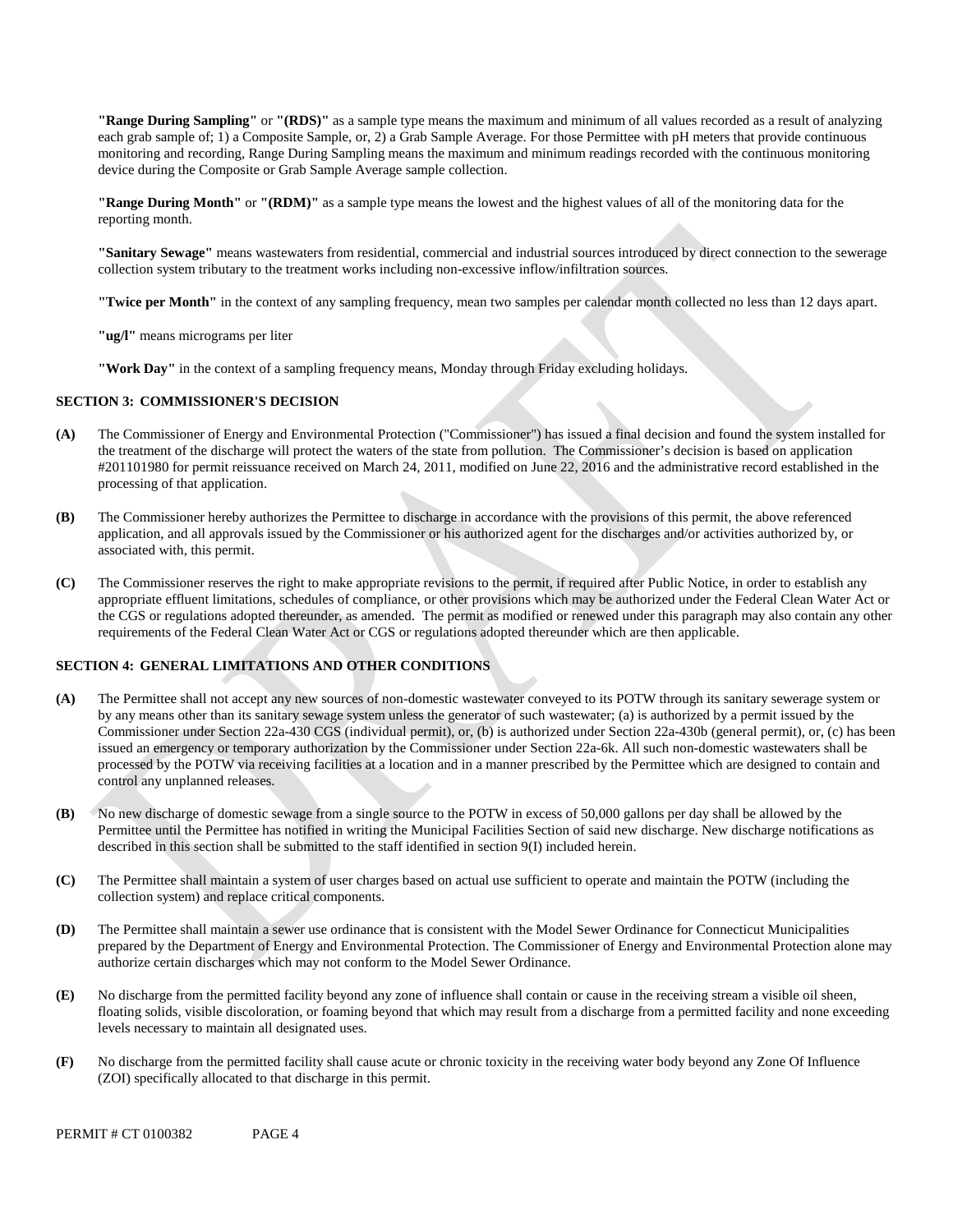**"Range During Sampling"** or **"(RDS)"** as a sample type means the maximum and minimum of all values recorded as a result of analyzing each grab sample of; 1) a Composite Sample, or, 2) a Grab Sample Average. For those Permittee with pH meters that provide continuous monitoring and recording, Range During Sampling means the maximum and minimum readings recorded with the continuous monitoring device during the Composite or Grab Sample Average sample collection.

**"Range During Month"** or **"(RDM)"** as a sample type means the lowest and the highest values of all of the monitoring data for the reporting month.

**"Sanitary Sewage"** means wastewaters from residential, commercial and industrial sources introduced by direct connection to the sewerage collection system tributary to the treatment works including non-excessive inflow/infiltration sources.

**"Twice per Month"** in the context of any sampling frequency, mean two samples per calendar month collected no less than 12 days apart.

**"ug/l"** means micrograms per liter

**"Work Day"** in the context of a sampling frequency means, Monday through Friday excluding holidays.

## SECTION 3: COMMISSIONER'S DECISION

**(A)** The Commissioner of Energy and Environmental Protection ("Commissioner") has issued a final decision and found the system installed for the treatment of the discharge will protect the waters of the state from pollution. The Commissioner's decision is based on application #201101980 for permit reissuance received on March 24, 2011, modified on June 22, 2016 and the administrative record established in the processing of that application.

**(B)** The Commissioner hereby authorizes the Permittee to discharge in accordance with the provisions of this permit, the above referenced application, and all approvals issued by the Commissioner or his authorized agent for the discharges and/or activities authorized by, or associated with, this permit.

**(C)** The Commissioner reserves the right to make appropriate revisions to the permit, if required after Public Notice, in order to establish any appropriate effluent limitations, schedules of compliance, or other provisions which may be authorized under the Federal Clean Water Act or the CGS or regulations adopted thereunder, as amended. The permit as modified or renewed under this paragraph may also contain any other requirements of the Federal Clean Water Act or CGS or regulations adopted thereunder which are then applicable.

## SECTION 4: GENERAL LIMITATIONS AND OTHER CONDITIONS

**(A)** The Permittee shall not accept any new sources of non-domestic wastewater conveyed to its POTW through its sanitary sewerage system or by any means other than its sanitary sewage system unless the generator of such wastewater; (a) is authorized by a permit issued by the Commissioner under Section 22a-430 CGS (individual permit), or, (b) is authorized under Section 22a-430b (general permit), or, (c) has been issued an emergency or temporary authorization by the Commissioner under Section 22a-6k. All such non-domestic wastewaters shall be processed by the POTW via receiving facilities at a location and in a manner prescribed by the Permittee which are designed to contain and control any unplanned releases.

**(B)** No new discharge of domestic sewage from a single source to the POTW in excess of 50,000 gallons per day shall be allowed by the Permittee until the Permittee has notified in writing the Municipal Facilities Section of said new discharge. New discharge notifications as described in this section shall be submitted to the staff identified in section 9(I) included herein.

**(C)** The Permittee shall maintain a system of user charges based on actual use sufficient to operate and maintain the POTW (including the collection system) and replace critical components.

**(D)** The Permittee shall maintain a sewer use ordinance that is consistent with the Model Sewer Ordinance for Connecticut Municipalities prepared by the Department of Energy and Environmental Protection. The Commissioner of Energy and Environmental Protection alone may authorize certain discharges which may not conform to the Model Sewer Ordinance.

**(E)** No discharge from the permitted facility beyond any zone of influence shall contain or cause in the receiving stream a visible oil sheen, floating solids, visible discoloration, or foaming beyond that which may result from a discharge from a permitted facility and none exceeding levels necessary to maintain all designated uses.

**(F)** No discharge from the permitted facility shall cause acute or chronic toxicity in the receiving water body beyond any Zone Of Influence (ZOI) specifically allocated to that discharge in this permit.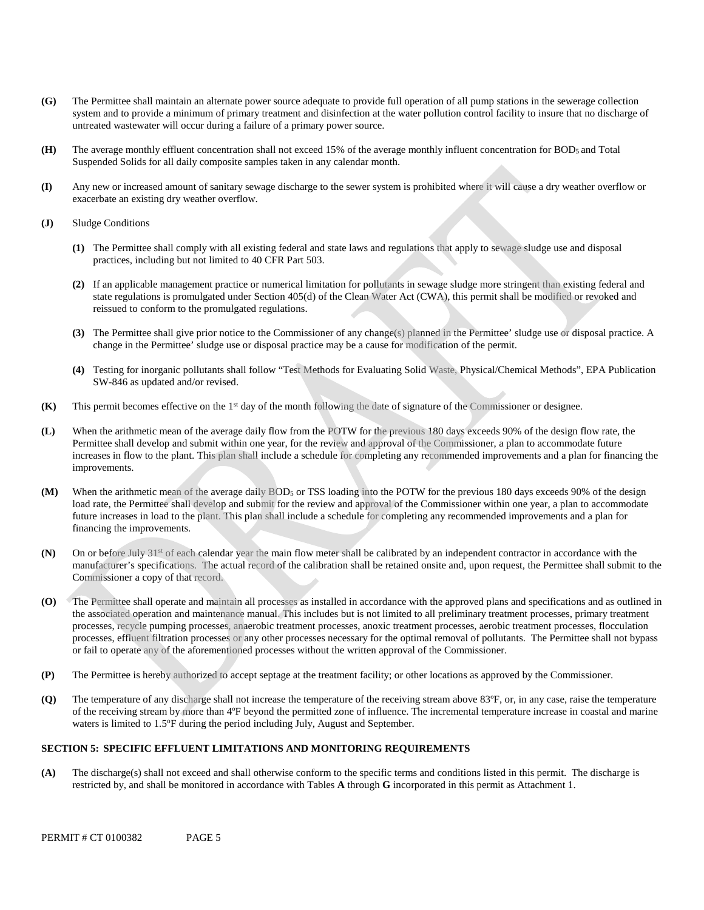**(G)** The Permittee shall maintain an alternate power source adequate to provide full operation of all pump stations in the sewerage collection system and to provide a minimum of primary treatment and disinfection at the water pollution control facility to insure that no discharge of untreated wastewater will occur during a failure of a primary power source.

**(H)** The average monthly effluent concentration shall not exceed 15% of the average monthly influent concentration for $BOD_5$ and Total Suspended Solids for all daily composite samples taken in any calendar month.

**(I)** Any new or increased amount of sanitary sewage discharge to the sewer system is prohibited where it will cause a dry weather overflow or exacerbate an existing dry weather overflow.

**(J)** Sludge Conditions

**(1)** The Permittee shall comply with all existing federal and state laws and regulations that apply to sewage sludge use and disposal practices, including but not limited to 40 CFR Part 503.

**(2)** If an applicable management practice or numerical limitation for pollutants in sewage sludge more stringent than existing federal and state regulations is promulgated under Section 405(d) of the Clean Water Act (CWA), this permit shall be modified or revoked and reissued to conform to the promulgated regulations.

**(3)** The Permittee shall give prior notice to the Commissioner of any change(s) planned in the Permittee' sludge use or disposal practice. A change in the Permittee' sludge use or disposal practice may be a cause for modification of the permit.

**(4)** Testing for inorganic pollutants shall follow "Test Methods for Evaluating Solid Waste, Physical/Chemical Methods", EPA Publication SW-846 as updated and/or revised.

**(K)** This permit becomes effective on the 1st day of the month following the date of signature of the Commissioner or designee.

**(L)** When the arithmetic mean of the average daily flow from the POTW for the previous 180 days exceeds 90% of the design flow rate, the Permittee shall develop and submit within one year, for the review and approval of the Commissioner, a plan to accommodate future increases in flow to the plant. This plan shall include a schedule for completing any recommended improvements and a plan for financing the improvements.

**(M)** When the arithmetic mean of the average daily $BOD_5$ or TSS loading into the POTW for the previous 180 days exceeds 90% of the design load rate, the Permittee shall develop and submit for the review and approval of the Commissioner within one year, a plan to accommodate future increases in load to the plant. This plan shall include a schedule for completing any recommended improvements and a plan for financing the improvements.

**(N)** On or before July 31st of each calendar year the main flow meter shall be calibrated by an independent contractor in accordance with the manufacturer's specifications. The actual record of the calibration shall be retained onsite and, upon request, the Permittee shall submit to the Commissioner a copy of that record.

**(O)** The Permittee shall operate and maintain all processes as installed in accordance with the approved plans and specifications and as outlined in the associated operation and maintenance manual. This includes but is not limited to all preliminary treatment processes, primary treatment processes, recycle pumping processes, anaerobic treatment processes, anoxic treatment processes, aerobic treatment processes, flocculation processes, effluent filtration processes or any other processes necessary for the optimal removal of pollutants. The Permittee shall not bypass or fail to operate any of the aforementioned processes without the written approval of the Commissioner.

**(P)** The Permittee is hereby authorized to accept septage at the treatment facility; or other locations as approved by the Commissioner.

**(Q)** The temperature of any discharge shall not increase the temperature of the receiving stream above 83ºF, or, in any case, raise the temperature of the receiving stream by more than 4ºF beyond the permitted zone of influence. The incremental temperature increase in coastal and marine waters is limited to 1.5ºF during the period including July, August and September.

## SECTION 5: SPECIFIC EFFLUENT LIMITATIONS AND MONITORING REQUIREMENTS

**(A)** The discharge(s) shall not exceed and shall otherwise conform to the specific terms and conditions listed in this permit. The discharge is restricted by, and shall be monitored in accordance with Tables **A** through **G** incorporated in this permit as Attachment 1.

PERMIT # CT 0100382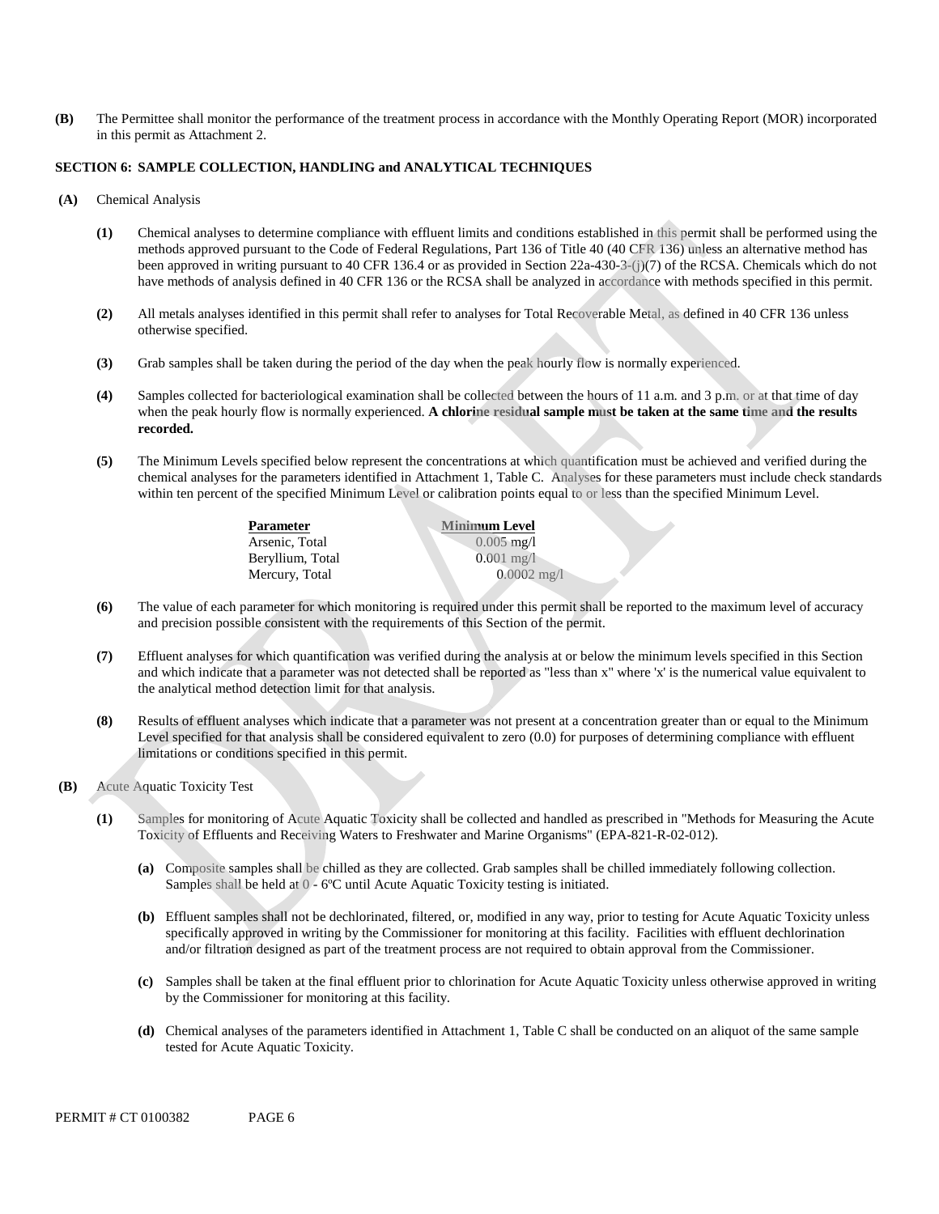**(B)** The Permittee shall monitor the performance of the treatment process in accordance with the Monthly Operating Report (MOR) incorporated in this permit as Attachment 2.

## SECTION 6: SAMPLE COLLECTION, HANDLING and ANALYTICAL TECHNIQUES

**(A)** Chemical Analysis

**(1)** Chemical analyses to determine compliance with effluent limits and conditions established in this permit shall be performed using the methods approved pursuant to the Code of Federal Regulations, Part 136 of Title 40 (40 CFR 136) unless an alternative method has been approved in writing pursuant to 40 CFR 136.4 or as provided in Section 22a-430-3-(j)(7) of the RCSA. Chemicals which do not have methods of analysis defined in 40 CFR 136 or the RCSA shall be analyzed in accordance with methods specified in this permit.

**(2)** All metals analyses identified in this permit shall refer to analyses for Total Recoverable Metal, as defined in 40 CFR 136 unless otherwise specified.

**(3)** Grab samples shall be taken during the period of the day when the peak hourly flow is normally experienced.

**(4)** Samples collected for bacteriological examination shall be collected between the hours of 11 a.m. and 3 p.m. or at that time of day when the peak hourly flow is normally experienced. **A chlorine residual sample must be taken at the same time and the results recorded.**

**(5)** The Minimum Levels specified below represent the concentrations at which quantification must be achieved and verified during the chemical analyses for the parameters identified in Attachment 1, Table C. Analyses for these parameters must include check standards within ten percent of the specified Minimum Level or calibration points equal to or less than the specified Minimum Level.

| Parameter | Minimum Level |
|---|---|
| Arsenic, Total | 0.005 mg/l |
| Beryllium, Total | 0.001 mg/l |
| Mercury, Total | 0.0002 mg/l |

**(6)** The value of each parameter for which monitoring is required under this permit shall be reported to the maximum level of accuracy and precision possible consistent with the requirements of this Section of the permit.

**(7)** Effluent analyses for which quantification was verified during the analysis at or below the minimum levels specified in this Section and which indicate that a parameter was not detected shall be reported as "less than x" where 'x' is the numerical value equivalent to the analytical method detection limit for that analysis.

**(8)** Results of effluent analyses which indicate that a parameter was not present at a concentration greater than or equal to the Minimum Level specified for that analysis shall be considered equivalent to zero (0.0) for purposes of determining compliance with effluent limitations or conditions specified in this permit.

**(B)** Acute Aquatic Toxicity Test

**(1)** Samples for monitoring of Acute Aquatic Toxicity shall be collected and handled as prescribed in "Methods for Measuring the Acute Toxicity of Effluents and Receiving Waters to Freshwater and Marine Organisms" (EPA-821-R-02-012).

**(a)** Composite samples shall be chilled as they are collected. Grab samples shall be chilled immediately following collection. Samples shall be held at 0 - 6ºC until Acute Aquatic Toxicity testing is initiated.

**(b)** Effluent samples shall not be dechlorinated, filtered, or, modified in any way, prior to testing for Acute Aquatic Toxicity unless specifically approved in writing by the Commissioner for monitoring at this facility. Facilities with effluent dechlorination and/or filtration designed as part of the treatment process are not required to obtain approval from the Commissioner.

**(c)** Samples shall be taken at the final effluent prior to chlorination for Acute Aquatic Toxicity unless otherwise approved in writing by the Commissioner for monitoring at this facility.

**(d)** Chemical analyses of the parameters identified in Attachment 1, Table C shall be conducted on an aliquot of the same sample tested for Acute Aquatic Toxicity.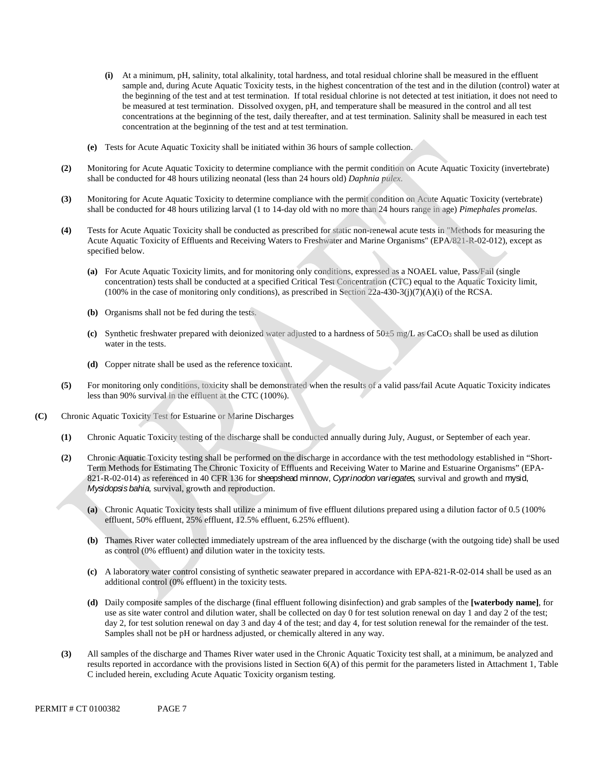**(i)** At a minimum, pH, salinity, total alkalinity, total hardness, and total residual chlorine shall be measured in the effluent sample and, during Acute Aquatic Toxicity tests, in the highest concentration of the test and in the dilution (control) water at the beginning of the test and at test termination. If total residual chlorine is not detected at test initiation, it does not need to be measured at test termination. Dissolved oxygen, pH, and temperature shall be measured in the control and all test concentrations at the beginning of the test, daily thereafter, and at test termination. Salinity shall be measured in each test concentration at the beginning of the test and at test termination.

**(e)** Tests for Acute Aquatic Toxicity shall be initiated within 36 hours of sample collection.

**(2)** Monitoring for Acute Aquatic Toxicity to determine compliance with the permit condition on Acute Aquatic Toxicity (invertebrate) shall be conducted for 48 hours utilizing neonatal (less than 24 hours old) *Daphnia pulex*.

**(3)** Monitoring for Acute Aquatic Toxicity to determine compliance with the permit condition on Acute Aquatic Toxicity (vertebrate) shall be conducted for 48 hours utilizing larval (1 to 14-day old with no more than 24 hours range in age) *Pimephales promelas*.

**(4)** Tests for Acute Aquatic Toxicity shall be conducted as prescribed for static non-renewal acute tests in "Methods for measuring the Acute Aquatic Toxicity of Effluents and Receiving Waters to Freshwater and Marine Organisms" (EPA/821-R-02-012), except as specified below.

**(a)** For Acute Aquatic Toxicity limits, and for monitoring only conditions, expressed as a NOAEL value, Pass/Fail (single concentration) tests shall be conducted at a specified Critical Test Concentration (CTC) equal to the Aquatic Toxicity limit, (100% in the case of monitoring only conditions), as prescribed in Section 22a-430-3(j)(7)(A)(i) of the RCSA.

**(b)** Organisms shall not be fed during the tests.

**(c)** Synthetic freshwater prepared with deionized water adjusted to a hardness of 50±5 mg/L as $CaCO_3$ shall be used as dilution water in the tests.

**(d)** Copper nitrate shall be used as the reference toxicant.

**(5)** For monitoring only conditions, toxicity shall be demonstrated when the results of a valid pass/fail Acute Aquatic Toxicity indicates less than 90% survival in the effluent at the CTC (100%).

**(C)** Chronic Aquatic Toxicity Test for Estuarine or Marine Discharges

**(1)** Chronic Aquatic Toxicity testing of the discharge shall be conducted annually during July, August, or September of each year.

**(2)** Chronic Aquatic Toxicity testing shall be performed on the discharge in accordance with the test methodology established in "Short-Term Methods for Estimating The Chronic Toxicity of Effluents and Receiving Water to Marine and Estuarine Organisms" (EPA-821-R-02-014) as referenced in 40 CFR 136 for sheepshead minnow, *Cyprinodon variegates*, survival and growth and mysid, *Mysidopsis bahia*, survival, growth and reproduction.

**(a)** Chronic Aquatic Toxicity tests shall utilize a minimum of five effluent dilutions prepared using a dilution factor of 0.5 (100% effluent, 50% effluent, 25% effluent, 12.5% effluent, 6.25% effluent).

**(b)** Thames River water collected immediately upstream of the area influenced by the discharge (with the outgoing tide) shall be used as control (0% effluent) and dilution water in the toxicity tests.

**(c)** A laboratory water control consisting of synthetic seawater prepared in accordance with EPA-821-R-02-014 shall be used as an additional control (0% effluent) in the toxicity tests.

**(d)** Daily composite samples of the discharge (final effluent following disinfection) and grab samples of the **[waterbody name]**, for use as site water control and dilution water, shall be collected on day 0 for test solution renewal on day 1 and day 2 of the test; day 2, for test solution renewal on day 3 and day 4 of the test; and day 4, for test solution renewal for the remainder of the test. Samples shall not be pH or hardness adjusted, or chemically altered in any way.

**(3)** All samples of the discharge and Thames River water used in the Chronic Aquatic Toxicity test shall, at a minimum, be analyzed and results reported in accordance with the provisions listed in Section 6(A) of this permit for the parameters listed in Attachment 1, Table C included herein, excluding Acute Aquatic Toxicity organism testing.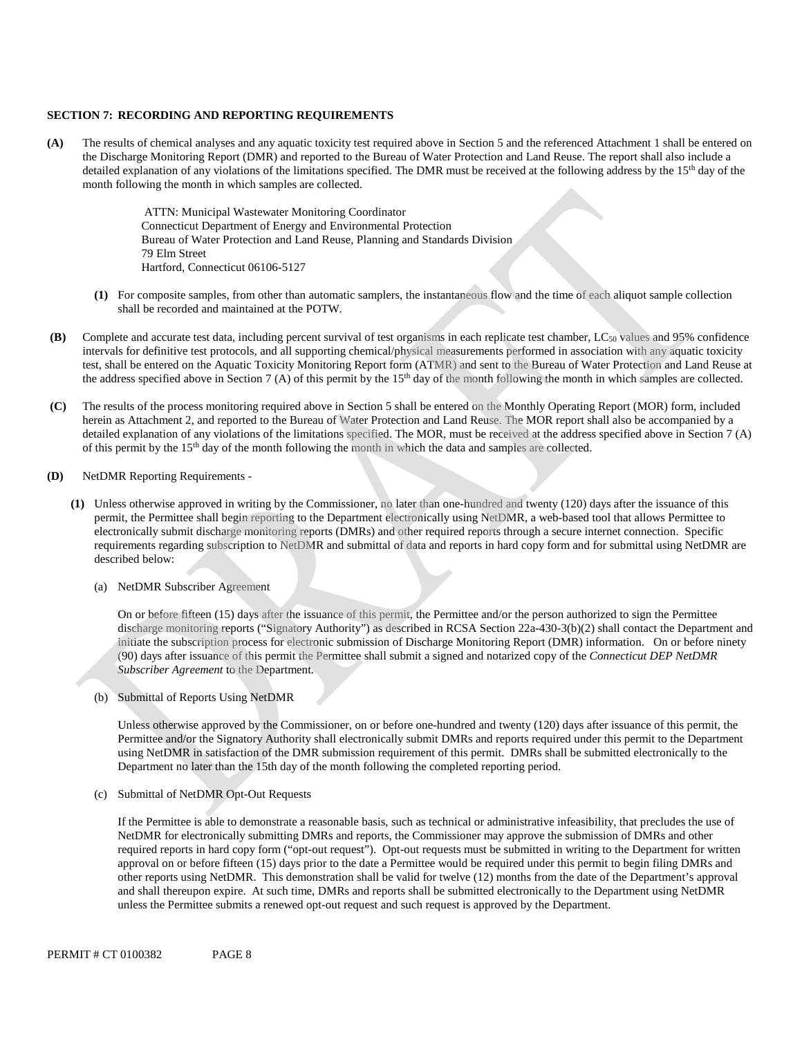**SECTION 7: RECORDING AND REPORTING REQUIREMENTS**

**(A)** The results of chemical analyses and any aquatic toxicity test required above in Section 5 and the referenced Attachment 1 shall be entered on the Discharge Monitoring Report (DMR) and reported to the Bureau of Water Protection and Land Reuse. The report shall also include a detailed explanation of any violations of the limitations specified. The DMR must be received at the following address by the 15th day of the month following the month in which samples are collected.

> ATTN: Municipal Wastewater Monitoring Coordinator
> Connecticut Department of Energy and Environmental Protection
> Bureau of Water Protection and Land Reuse, Planning and Standards Division
> 79 Elm Street
> Hartford, Connecticut 06106-5127

**(1)** For composite samples, from other than automatic samplers, the instantaneous flow and the time of each aliquot sample collection shall be recorded and maintained at the POTW.

**(B)** Complete and accurate test data, including percent survival of test organisms in each replicate test chamber, $LC_{50}$ values and 95% confidence intervals for definitive test protocols, and all supporting chemical/physical measurements performed in association with any aquatic toxicity test, shall be entered on the Aquatic Toxicity Monitoring Report form (ATMR) and sent to the Bureau of Water Protection and Land Reuse at the address specified above in Section 7 (A) of this permit by the 15th day of the month following the month in which samples are collected.

**(C)** The results of the process monitoring required above in Section 5 shall be entered on the Monthly Operating Report (MOR) form, included herein as Attachment 2, and reported to the Bureau of Water Protection and Land Reuse. The MOR report shall also be accompanied by a detailed explanation of any violations of the limitations specified. The MOR, must be received at the address specified above in Section 7 (A) of this permit by the 15th day of the month following the month in which the data and samples are collected.

**(D)** NetDMR Reporting Requirements -

**(1)** Unless otherwise approved in writing by the Commissioner, no later than one-hundred and twenty (120) days after the issuance of this permit, the Permittee shall begin reporting to the Department electronically using NetDMR, a web-based tool that allows Permittee to electronically submit discharge monitoring reports (DMRs) and other required reports through a secure internet connection. Specific requirements regarding subscription to NetDMR and submittal of data and reports in hard copy form and for submittal using NetDMR are described below:

(a) NetDMR Subscriber Agreement

On or before fifteen (15) days after the issuance of this permit, the Permittee and/or the person authorized to sign the Permittee discharge monitoring reports ("Signatory Authority") as described in RCSA Section 22a-430-3(b)(2) shall contact the Department and initiate the subscription process for electronic submission of Discharge Monitoring Report (DMR) information. On or before ninety (90) days after issuance of this permit the Permittee shall submit a signed and notarized copy of the *Connecticut DEP NetDMR Subscriber Agreement* to the Department.

(b) Submittal of Reports Using NetDMR

Unless otherwise approved by the Commissioner, on or before one-hundred and twenty (120) days after issuance of this permit, the Permittee and/or the Signatory Authority shall electronically submit DMRs and reports required under this permit to the Department using NetDMR in satisfaction of the DMR submission requirement of this permit. DMRs shall be submitted electronically to the Department no later than the 15th day of the month following the completed reporting period.

(c) Submittal of NetDMR Opt-Out Requests

If the Permittee is able to demonstrate a reasonable basis, such as technical or administrative infeasibility, that precludes the use of NetDMR for electronically submitting DMRs and reports, the Commissioner may approve the submission of DMRs and other required reports in hard copy form ("opt-out request"). Opt-out requests must be submitted in writing to the Department for written approval on or before fifteen (15) days prior to the date a Permittee would be required under this permit to begin filing DMRs and other reports using NetDMR. This demonstration shall be valid for twelve (12) months from the date of the Department's approval and shall thereupon expire. At such time, DMRs and reports shall be submitted electronically to the Department using NetDMR unless the Permittee submits a renewed opt-out request and such request is approved by the Department.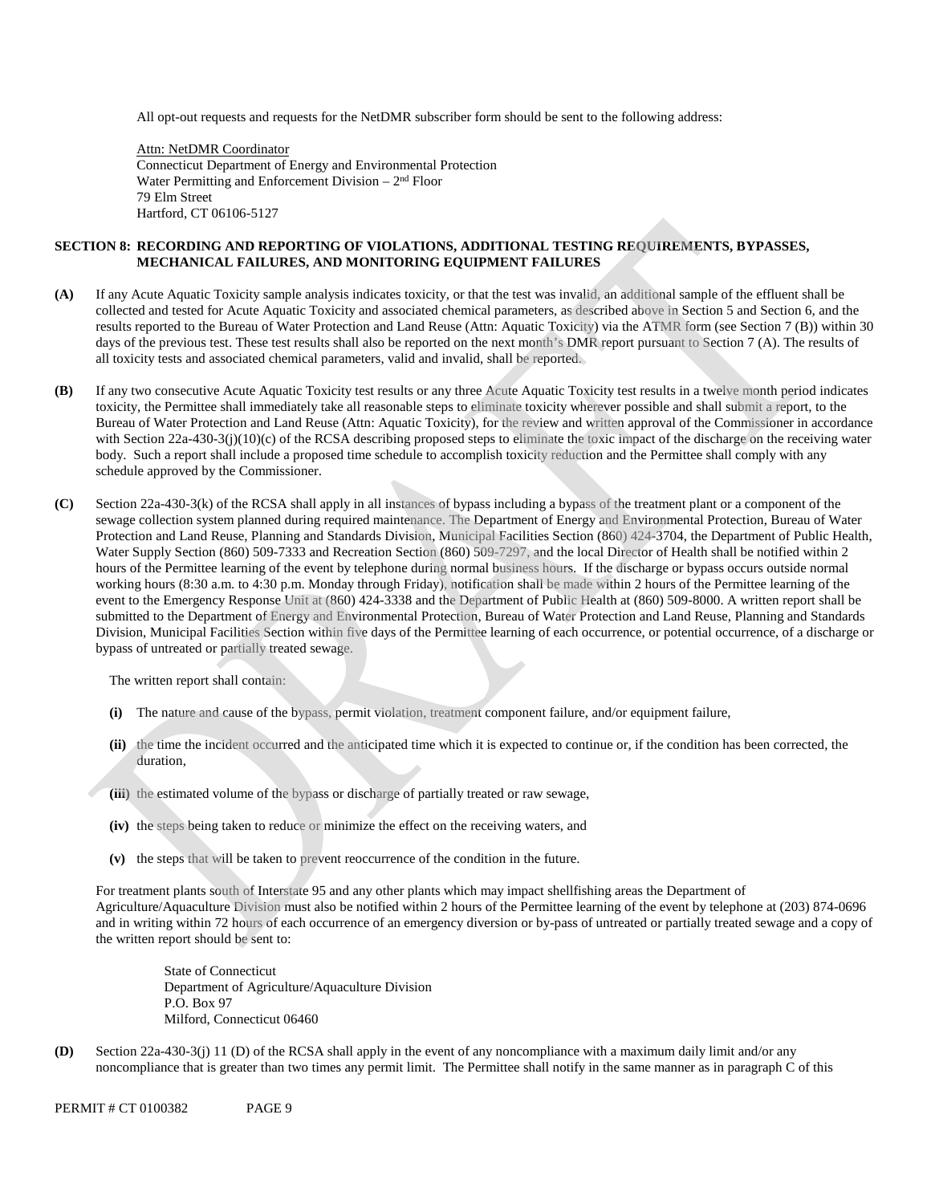All opt-out requests and requests for the NetDMR subscriber form should be sent to the following address:

Attn: NetDMR Coordinator
Connecticut Department of Energy and Environmental Protection
Water Permitting and Enforcement Division – 2nd Floor
79 Elm Street
Hartford, CT 06106-5127

## SECTION 8: RECORDING AND REPORTING OF VIOLATIONS, ADDITIONAL TESTING REQUIREMENTS, BYPASSES, MECHANICAL FAILURES, AND MONITORING EQUIPMENT FAILURES

**(A)** If any Acute Aquatic Toxicity sample analysis indicates toxicity, or that the test was invalid, an additional sample of the effluent shall be collected and tested for Acute Aquatic Toxicity and associated chemical parameters, as described above in Section 5 and Section 6, and the results reported to the Bureau of Water Protection and Land Reuse (Attn: Aquatic Toxicity) via the ATMR form (see Section 7 (B)) within 30 days of the previous test. These test results shall also be reported on the next month's DMR report pursuant to Section 7 (A). The results of all toxicity tests and associated chemical parameters, valid and invalid, shall be reported.

**(B)** If any two consecutive Acute Aquatic Toxicity test results or any three Acute Aquatic Toxicity test results in a twelve month period indicates toxicity, the Permittee shall immediately take all reasonable steps to eliminate toxicity wherever possible and shall submit a report, to the Bureau of Water Protection and Land Reuse (Attn: Aquatic Toxicity), for the review and written approval of the Commissioner in accordance with Section 22a-430-3(j)(10)(c) of the RCSA describing proposed steps to eliminate the toxic impact of the discharge on the receiving water body. Such a report shall include a proposed time schedule to accomplish toxicity reduction and the Permittee shall comply with any schedule approved by the Commissioner.

**(C)** Section 22a-430-3(k) of the RCSA shall apply in all instances of bypass including a bypass of the treatment plant or a component of the sewage collection system planned during required maintenance. The Department of Energy and Environmental Protection, Bureau of Water Protection and Land Reuse, Planning and Standards Division, Municipal Facilities Section (860) 424-3704, the Department of Public Health, Water Supply Section (860) 509-7333 and Recreation Section (860) 509-7297, and the local Director of Health shall be notified within 2 hours of the Permittee learning of the event by telephone during normal business hours. If the discharge or bypass occurs outside normal working hours (8:30 a.m. to 4:30 p.m. Monday through Friday), notification shall be made within 2 hours of the Permittee learning of the event to the Emergency Response Unit at (860) 424-3338 and the Department of Public Health at (860) 509-8000. A written report shall be submitted to the Department of Energy and Environmental Protection, Bureau of Water Protection and Land Reuse, Planning and Standards Division, Municipal Facilities Section within five days of the Permittee learning of each occurrence, or potential occurrence, of a discharge or bypass of untreated or partially treated sewage.

The written report shall contain:

**(i)** The nature and cause of the bypass, permit violation, treatment component failure, and/or equipment failure,

**(ii)** the time the incident occurred and the anticipated time which it is expected to continue or, if the condition has been corrected, the duration,

**(iii)** the estimated volume of the bypass or discharge of partially treated or raw sewage,

**(iv)** the steps being taken to reduce or minimize the effect on the receiving waters, and

**(v)** the steps that will be taken to prevent reoccurrence of the condition in the future.

For treatment plants south of Interstate 95 and any other plants which may impact shellfishing areas the Department of Agriculture/Aquaculture Division must also be notified within 2 hours of the Permittee learning of the event by telephone at (203) 874-0696 and in writing within 72 hours of each occurrence of an emergency diversion or by-pass of untreated or partially treated sewage and a copy of the written report should be sent to:

State of Connecticut
Department of Agriculture/Aquaculture Division
P.O. Box 97
Milford, Connecticut 06460

**(D)** Section 22a-430-3(j) 11 (D) of the RCSA shall apply in the event of any noncompliance with a maximum daily limit and/or any noncompliance that is greater than two times any permit limit. The Permittee shall notify in the same manner as in paragraph C of this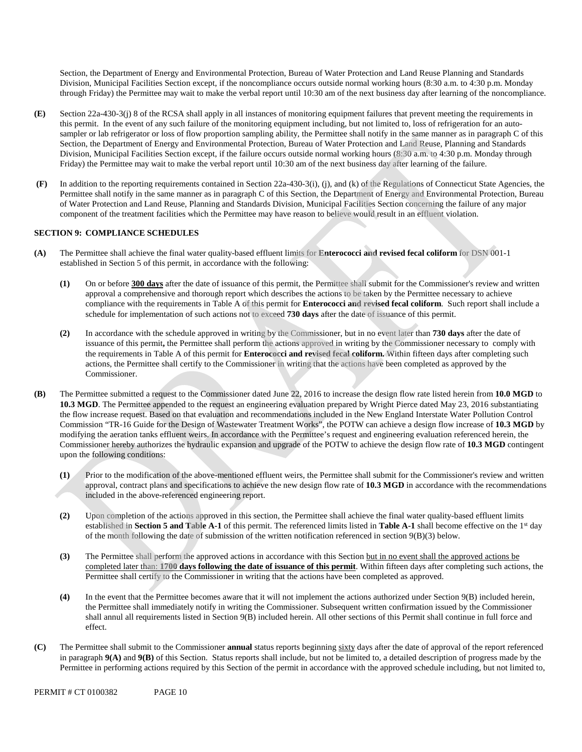Section, the Department of Energy and Environmental Protection, Bureau of Water Protection and Land Reuse Planning and Standards Division, Municipal Facilities Section except, if the noncompliance occurs outside normal working hours (8:30 a.m. to 4:30 p.m. Monday through Friday) the Permittee may wait to make the verbal report until 10:30 am of the next business day after learning of the noncompliance.

**(E)** Section 22a-430-3(j) 8 of the RCSA shall apply in all instances of monitoring equipment failures that prevent meeting the requirements in this permit. In the event of any such failure of the monitoring equipment including, but not limited to, loss of refrigeration for an auto-sampler or lab refrigerator or loss of flow proportion sampling ability, the Permittee shall notify in the same manner as in paragraph C of this Section, the Department of Energy and Environmental Protection, Bureau of Water Protection and Land Reuse, Planning and Standards Division, Municipal Facilities Section except, if the failure occurs outside normal working hours (8:30 a.m. to 4:30 p.m. Monday through Friday) the Permittee may wait to make the verbal report until 10:30 am of the next business day after learning of the failure.

**(F)** In addition to the reporting requirements contained in Section 22a-430-3(i), (j), and (k) of the Regulations of Connecticut State Agencies, the Permittee shall notify in the same manner as in paragraph C of this Section, the Department of Energy and Environmental Protection, Bureau of Water Protection and Land Reuse, Planning and Standards Division, Municipal Facilities Section concerning the failure of any major component of the treatment facilities which the Permittee may have reason to believe would result in an effluent violation.

**SECTION 9: COMPLIANCE SCHEDULES**

**(A)** The Permittee shall achieve the final water quality-based effluent limits for **Enterococci and revised fecal coliform** for DSN 001-1 established in Section 5 of this permit, in accordance with the following:

**(1)** On or before **300 days** after the date of issuance of this permit, the Permittee shall submit for the Commissioner's review and written approval a comprehensive and thorough report which describes the actions to be taken by the Permittee necessary to achieve compliance with the requirements in Table A of this permit for **Enterococci and revised fecal coliform**. Such report shall include a schedule for implementation of such actions not to exceed **730 days** after the date of issuance of this permit.

**(2)** In accordance with the schedule approved in writing by the Commissioner, but in no event later than **730 days** after the date of issuance of this permit**,** the Permittee shall perform the actions approved in writing by the Commissioner necessary to comply with the requirements in Table A of this permit for **Enterococci and revised fecal coliform.** Within fifteen days after completing such actions, the Permittee shall certify to the Commissioner in writing that the actions have been completed as approved by the Commissioner.

**(B)** The Permittee submitted a request to the Commissioner dated June 22, 2016 to increase the design flow rate listed herein from **10.0 MGD** to **10.3 MGD**. The Permittee appended to the request an engineering evaluation prepared by Wright Pierce dated May 23, 2016 substantiating the flow increase request. Based on that evaluation and recommendations included in the New England Interstate Water Pollution Control Commission "TR-16 Guide for the Design of Wastewater Treatment Works", the POTW can achieve a design flow increase of **10.3 MGD** by modifying the aeration tanks effluent weirs. In accordance with the Permittee's request and engineering evaluation referenced herein, the Commissioner hereby authorizes the hydraulic expansion and upgrade of the POTW to achieve the design flow rate of **10.3 MGD** contingent upon the following conditions:

**(1)** Prior to the modification of the above-mentioned effluent weirs, the Permittee shall submit for the Commissioner's review and written approval, contract plans and specifications to achieve the new design flow rate of **10.3 MGD** in accordance with the recommendations included in the above-referenced engineering report.

**(2)** Upon completion of the actions approved in this section, the Permittee shall achieve the final water quality-based effluent limits established in **Section 5 and Table A-1** of this permit. The referenced limits listed in **Table A-1** shall become effective on the 1st day of the month following the date of submission of the written notification referenced in section 9(B)(3) below.

**(3)** The Permittee shall perform the approved actions in accordance with this Section but in no event shall the approved actions be completed later than: **1700 days following the date of issuance of this permit**. Within fifteen days after completing such actions, the Permittee shall certify to the Commissioner in writing that the actions have been completed as approved.

**(4)** In the event that the Permittee becomes aware that it will not implement the actions authorized under Section 9(B) included herein, the Permittee shall immediately notify in writing the Commissioner. Subsequent written confirmation issued by the Commissioner shall annul all requirements listed in Section 9(B) included herein. All other sections of this Permit shall continue in full force and effect.

**(C)** The Permittee shall submit to the Commissioner **annual** status reports beginning sixty days after the date of approval of the report referenced in paragraph **9(A)** and **9(B)** of this Section. Status reports shall include, but not be limited to, a detailed description of progress made by the Permittee in performing actions required by this Section of the permit in accordance with the approved schedule including, but not limited to,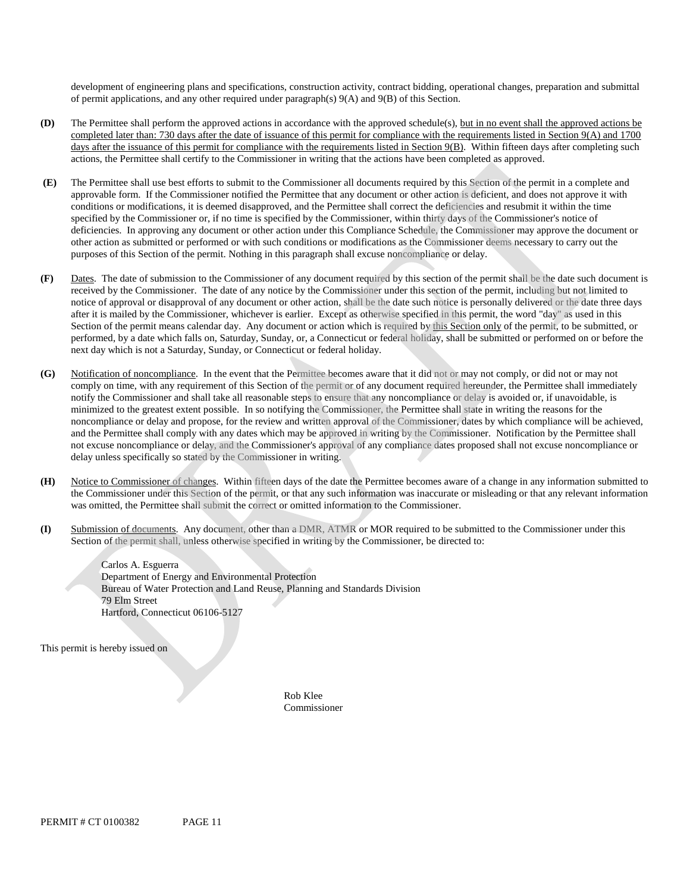development of engineering plans and specifications, construction activity, contract bidding, operational changes, preparation and submittal of permit applications, and any other required under paragraph(s) 9(A) and 9(B) of this Section.

**(D)** The Permittee shall perform the approved actions in accordance with the approved schedule(s), <u>but in no event shall the approved actions be completed later than: 730 days after the date of issuance of this permit for compliance with the requirements listed in Section 9(A) and 1700 days after the issuance of this permit for compliance with the requirements listed in Section 9(B)</u>. Within fifteen days after completing such actions, the Permittee shall certify to the Commissioner in writing that the actions have been completed as approved.

**(E)** The Permittee shall use best efforts to submit to the Commissioner all documents required by this Section of the permit in a complete and approvable form. If the Commissioner notified the Permittee that any document or other action is deficient, and does not approve it with conditions or modifications, it is deemed disapproved, and the Permittee shall correct the deficiencies and resubmit it within the time specified by the Commissioner or, if no time is specified by the Commissioner, within thirty days of the Commissioner's notice of deficiencies. In approving any document or other action under this Compliance Schedule, the Commissioner may approve the document or other action as submitted or performed or with such conditions or modifications as the Commissioner deems necessary to carry out the purposes of this Section of the permit. Nothing in this paragraph shall excuse noncompliance or delay.

**(F)** <u>Dates</u>. The date of submission to the Commissioner of any document required by this section of the permit shall be the date such document is received by the Commissioner. The date of any notice by the Commissioner under this section of the permit, including but not limited to notice of approval or disapproval of any document or other action, shall be the date such notice is personally delivered or the date three days after it is mailed by the Commissioner, whichever is earlier. Except as otherwise specified in this permit, the word "day" as used in this Section of the permit means calendar day. Any document or action which is required by <u>this Section only</u> of the permit, to be submitted, or performed, by a date which falls on, Saturday, Sunday, or, a Connecticut or federal holiday, shall be submitted or performed on or before the next day which is not a Saturday, Sunday, or Connecticut or federal holiday.

**(G)** <u>Notification of noncompliance</u>. In the event that the Permittee becomes aware that it did not or may not comply, or did not or may not comply on time, with any requirement of this Section of the permit or of any document required hereunder, the Permittee shall immediately notify the Commissioner and shall take all reasonable steps to ensure that any noncompliance or delay is avoided or, if unavoidable, is minimized to the greatest extent possible. In so notifying the Commissioner, the Permittee shall state in writing the reasons for the noncompliance or delay and propose, for the review and written approval of the Commissioner, dates by which compliance will be achieved, and the Permittee shall comply with any dates which may be approved in writing by the Commissioner. Notification by the Permittee shall not excuse noncompliance or delay, and the Commissioner's approval of any compliance dates proposed shall not excuse noncompliance or delay unless specifically so stated by the Commissioner in writing.

**(H)** <u>Notice to Commissioner of changes</u>. Within fifteen days of the date the Permittee becomes aware of a change in any information submitted to the Commissioner under this Section of the permit, or that any such information was inaccurate or misleading or that any relevant information was omitted, the Permittee shall submit the correct or omitted information to the Commissioner.

**(I)** <u>Submission of documents</u>. Any document, other than a DMR, ATMR or MOR required to be submitted to the Commissioner under this Section of the permit shall, unless otherwise specified in writing by the Commissioner, be directed to:

Carlos A. Esguerra
Department of Energy and Environmental Protection
Bureau of Water Protection and Land Reuse, Planning and Standards Division
79 Elm Street
Hartford, Connecticut 06106-5127

This permit is hereby issued on

Rob Klee
Commissioner

PERMIT # CT 0100382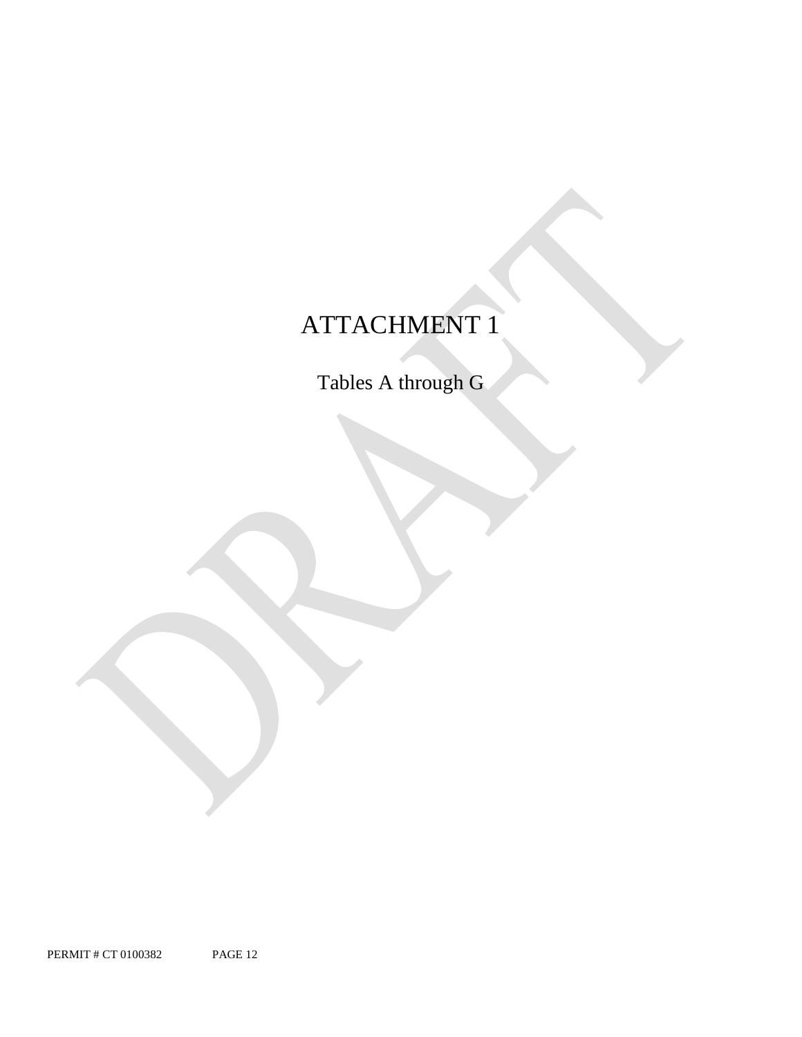# ATTACHMENT 1

Tables A through G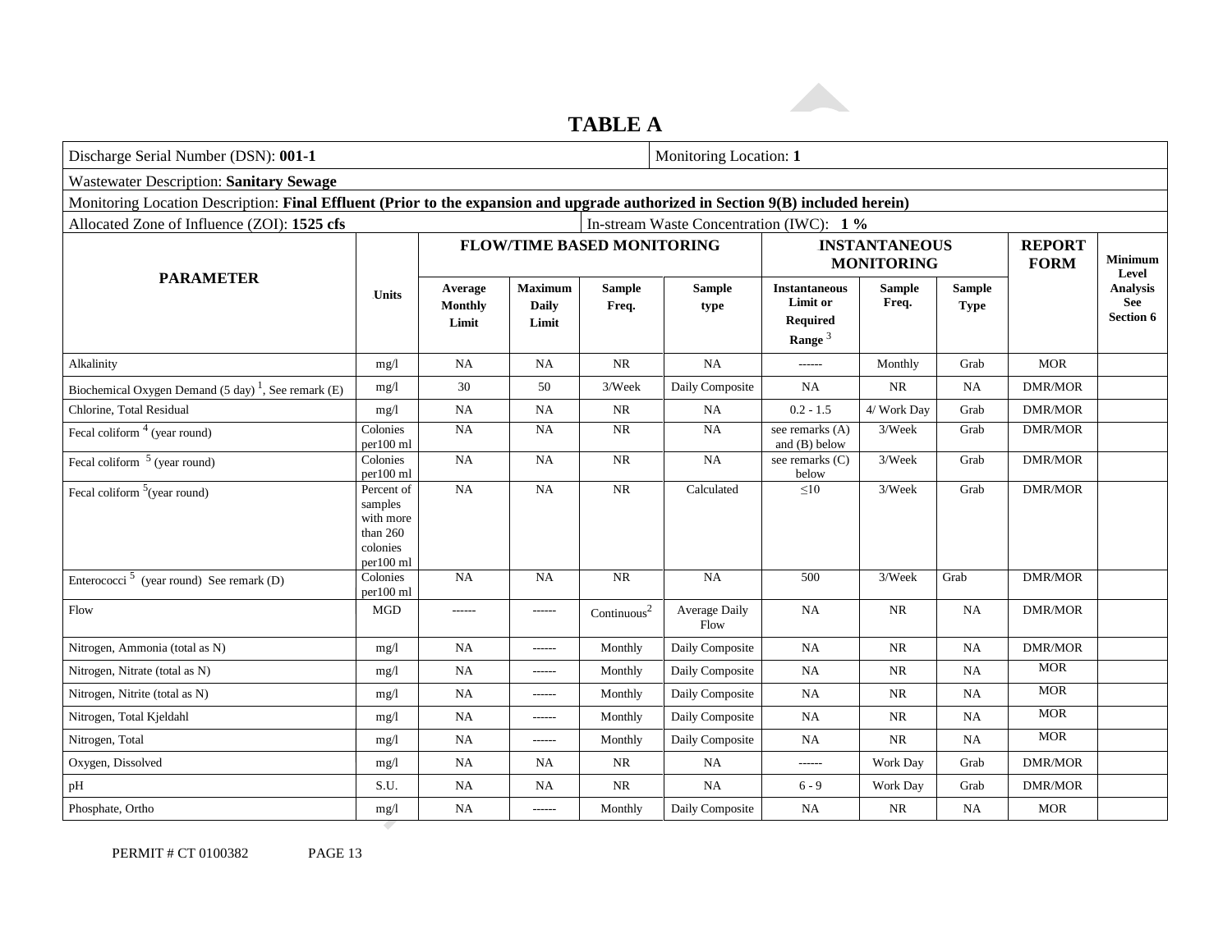# TABLE A

| Discharge Serial Number (DSN): **001-1** | | | | | | Monitoring Location: **1** | | | | | |
|---|---|---|---|---|---|---|---|---|---|---|---|
| Wastewater Description: **Sanitary Sewage** | | | | | | | | | | | |
| Monitoring Location Description: **Final Effluent (Prior to the expansion and upgrade authorized in Section 9(B) included herein)** | | | | | | | | | | | |
| Allocated Zone of Influence (ZOI): **1525 cfs** | | | | | In-stream Waste Concentration (IWC): **1 %** | | | | | | |
| **PARAMETER** | **Units** | **FLOW/TIME BASED MONITORING** | | | | **INSTANTANEOUS MONITORING** | | | **REPORT FORM** | **Minimum Level Analysis See Section 6** | |
| | | **Average Monthly Limit** | **Maximum Daily Limit** | **Sample Freq.** | **Sample type** | **Instantaneous Limit or Required Range** [3] | **Sample Freq.** | **Sample Type** | | | |
| Alkalinity | mg/l | NA | NA | NR | NA | ------ | Monthly | Grab | MOR | | |
| Biochemical Oxygen Demand (5 day) [1], See remark (E) | mg/l | 30 | 50 | 3/Week | Daily Composite | NA | NR | NA | DMR/MOR | | |
| Chlorine, Total Residual | mg/l | NA | NA | NR | NA | 0.2 - 1.5 | 4/ Work Day | Grab | DMR/MOR | | |
| Fecal coliform [4] (year round) | Colonies per100 ml | NA | NA | NR | NA | see remarks (A) and (B) below | 3/Week | Grab | DMR/MOR | | |
| Fecal coliform [5] (year round) | Colonies per100 ml | NA | NA | NR | NA | see remarks (C) below | 3/Week | Grab | DMR/MOR | | |
| Fecal coliform [5] (year round) | Percent of samples with more than 260 colonies per100 ml | NA | NA | NR | Calculated | ≤10 | 3/Week | Grab | DMR/MOR | | |
| Enterococci [5] (year round) See remark (D) | Colonies per100 ml | NA | NA | NR | NA | 500 | 3/Week | Grab | DMR/MOR | | |
| Flow | MGD | ------ | ------ | Continuous[2] | Average Daily Flow | NA | NR | NA | DMR/MOR | | |
| Nitrogen, Ammonia (total as N) | mg/l | NA | ------ | Monthly | Daily Composite | NA | NR | NA | DMR/MOR | | |
| Nitrogen, Nitrate (total as N) | mg/l | NA | ------ | Monthly | Daily Composite | NA | NR | NA | MOR | | |
| Nitrogen, Nitrite (total as N) | mg/l | NA | ------ | Monthly | Daily Composite | NA | NR | NA | MOR | | |
| Nitrogen, Total Kjeldahl | mg/l | NA | ------ | Monthly | Daily Composite | NA | NR | NA | MOR | | |
| Nitrogen, Total | mg/l | NA | ------ | Monthly | Daily Composite | NA | NR | NA | MOR | | |
| Oxygen, Dissolved | mg/l | NA | NA | NR | NA | ------ | Work Day | Grab | DMR/MOR | | |
| pH | S.U. | NA | NA | NR | NA | 6 - 9 | Work Day | Grab | DMR/MOR | | |
| Phosphate, Ortho | mg/l | NA | ------ | Monthly | Daily Composite | NA | NR | NA | MOR | | |

PERMIT # CT 0100382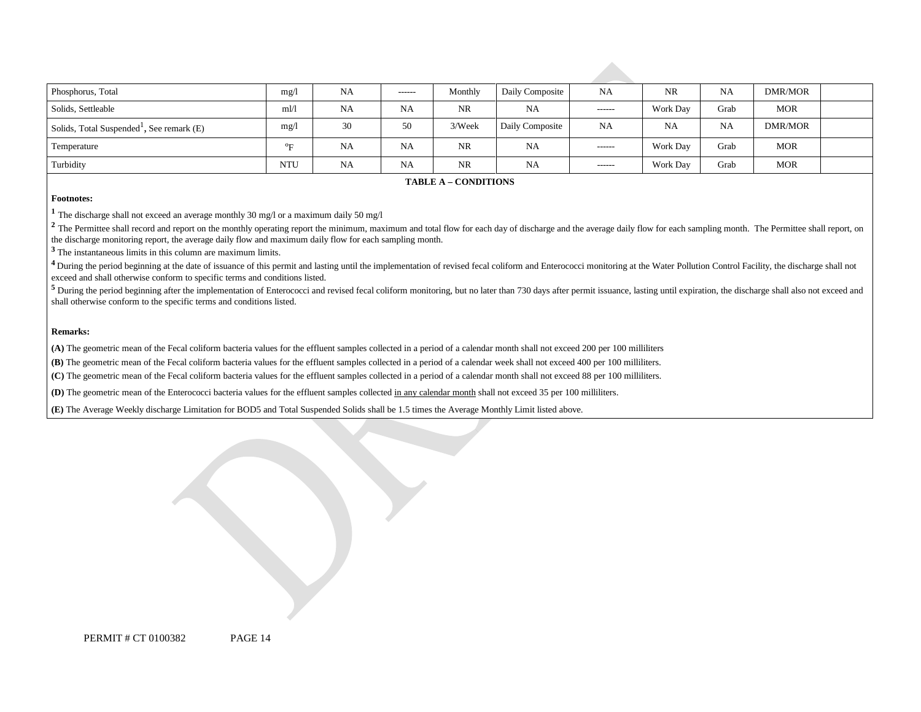| | | | | | | | | | | |
|---|---|---|---|---|---|---|---|---|---|---|
| Phosphorus, Total | mg/l | NA | ------ | Monthly | Daily Composite | NA | NR | NA | DMR/MOR | |
| Solids, Settleable | ml/l | NA | NA | NR | NA | ------ | Work Day | Grab | MOR | |
| Solids, Total Suspended[1], See remark (E) | mg/l | 30 | 50 | 3/Week | Daily Composite | NA | NA | NA | DMR/MOR | |
| Temperature | °F | NA | NA | NR | NA | ------ | Work Day | Grab | MOR | |
| Turbidity | NTU | NA | NA | NR | NA | ------ | Work Day | Grab | MOR | |

**TABLE A – CONDITIONS**

**Footnotes:**

[1] The discharge shall not exceed an average monthly 30 mg/l or a maximum daily 50 mg/l

[2] The Permittee shall record and report on the monthly operating report the minimum, maximum and total flow for each day of discharge and the average daily flow for each sampling month. The Permittee shall report, on the discharge monitoring report, the average daily flow and maximum daily flow for each sampling month.

[3] The instantaneous limits in this column are maximum limits.

[4] During the period beginning at the date of issuance of this permit and lasting until the implementation of revised fecal coliform and Enterococci monitoring at the Water Pollution Control Facility, the discharge shall not exceed and shall otherwise conform to specific terms and conditions listed.

[5] During the period beginning after the implementation of Enterococci and revised fecal coliform monitoring, but no later than 730 days after permit issuance, lasting until expiration, the discharge shall also not exceed and shall otherwise conform to the specific terms and conditions listed.

**Remarks:**

**(A)** The geometric mean of the Fecal coliform bacteria values for the effluent samples collected in a period of a calendar month shall not exceed 200 per 100 milliliters

**(B)** The geometric mean of the Fecal coliform bacteria values for the effluent samples collected in a period of a calendar week shall not exceed 400 per 100 milliliters.

**(C)** The geometric mean of the Fecal coliform bacteria values for the effluent samples collected in a period of a calendar month shall not exceed 88 per 100 milliliters.

**(D)** The geometric mean of the Enterococci bacteria values for the effluent samples collected in any calendar month shall not exceed 35 per 100 milliliters.

**(E)** The Average Weekly discharge Limitation for BOD5 and Total Suspended Solids shall be 1.5 times the Average Monthly Limit listed above.

PERMIT # CT 0100382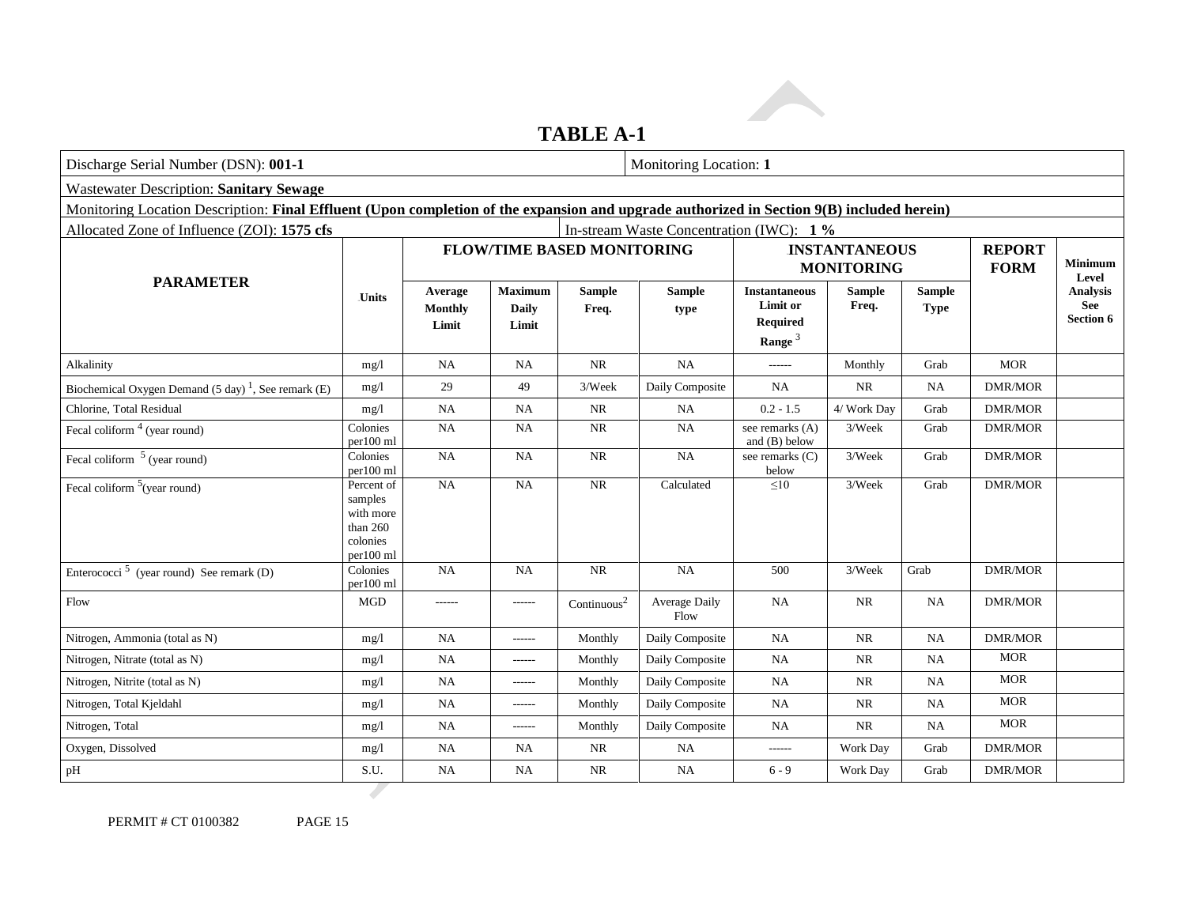# TABLE A-1

| Discharge Serial Number (DSN): **001-1** | | | | | Monitoring Location: **1** | | | | | |
|---|---|---|---|---|---|---|---|---|---|---|
| Wastewater Description: **Sanitary Sewage** | | | | | | | | | | |
| Monitoring Location Description: **Final Effluent (Upon completion of the expansion and upgrade authorized in Section 9(B) included herein)** | | | | | | | | | | |
| Allocated Zone of Influence (ZOI): **1575 cfs** | | | | In-stream Waste Concentration (IWC): **1 %** | | | | | | |
| **PARAMETER** | **Units** | **FLOW/TIME BASED MONITORING** | | | | **INSTANTANEOUS MONITORING** | | | **REPORT FORM** | **Minimum Level Analysis See Section 6** |
| | | **Average Monthly Limit** | **Maximum Daily Limit** | **Sample Freq.** | **Sample type** | **Instantaneous Limit or Required Range** [3] | **Sample Freq.** | **Sample Type** | | |
| Alkalinity | mg/l | NA | NA | NR | NA | ------ | Monthly | Grab | MOR | |
| Biochemical Oxygen Demand (5 day) [1], See remark (E) | mg/l | 29 | 49 | 3/Week | Daily Composite | NA | NR | NA | DMR/MOR | |
| Chlorine, Total Residual | mg/l | NA | NA | NR | NA | 0.2 - 1.5 | 4/ Work Day | Grab | DMR/MOR | |
| Fecal coliform [4] (year round) | Colonies per100 ml | NA | NA | NR | NA | see remarks (A) and (B) below | 3/Week | Grab | DMR/MOR | |
| Fecal coliform [5] (year round) | Colonies per100 ml | NA | NA | NR | NA | see remarks (C) below | 3/Week | Grab | DMR/MOR | |
| Fecal coliform [5] (year round) | Percent of samples with more than 260 colonies per100 ml | NA | NA | NR | Calculated | ≤10 | 3/Week | Grab | DMR/MOR | |
| Enterococci [5] (year round) See remark (D) | Colonies per100 ml | NA | NA | NR | NA | 500 | 3/Week | Grab | DMR/MOR | |
| Flow | MGD | ------ | ------ | Continuous[2] | Average Daily Flow | NA | NR | NA | DMR/MOR | |
| Nitrogen, Ammonia (total as N) | mg/l | NA | ------ | Monthly | Daily Composite | NA | NR | NA | DMR/MOR | |
| Nitrogen, Nitrate (total as N) | mg/l | NA | ------ | Monthly | Daily Composite | NA | NR | NA | MOR | |
| Nitrogen, Nitrite (total as N) | mg/l | NA | ------ | Monthly | Daily Composite | NA | NR | NA | MOR | |
| Nitrogen, Total Kjeldahl | mg/l | NA | ------ | Monthly | Daily Composite | NA | NR | NA | MOR | |
| Nitrogen, Total | mg/l | NA | ------ | Monthly | Daily Composite | NA | NR | NA | MOR | |
| Oxygen, Dissolved | mg/l | NA | NA | NR | NA | ------ | Work Day | Grab | DMR/MOR | |
| pH | S.U. | NA | NA | NR | NA | 6 - 9 | Work Day | Grab | DMR/MOR | |

PERMIT # CT 0100382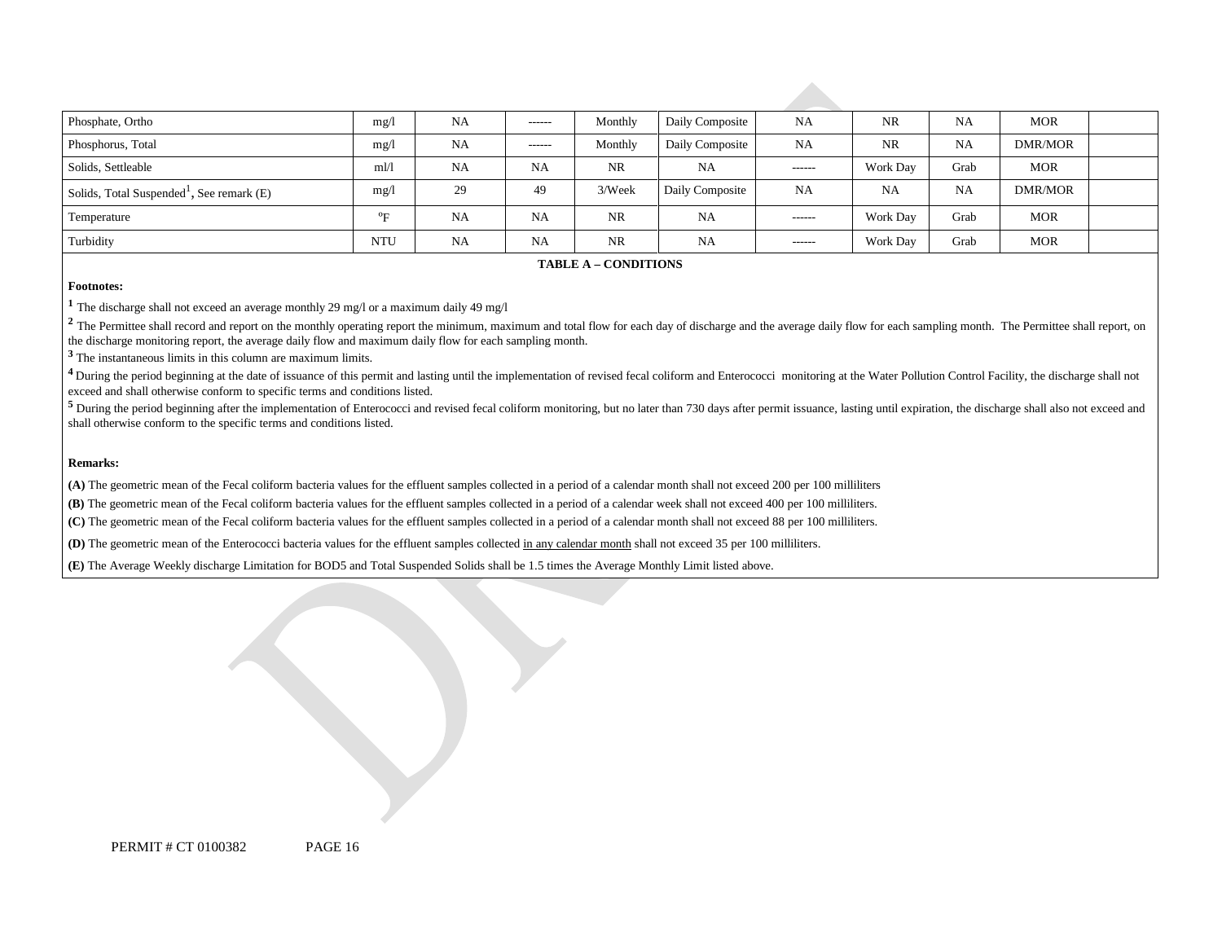| | | | | | | | | | | |
|---|---|---|---|---|---|---|---|---|---|---|
| Phosphate, Ortho | mg/l | NA | ------ | Monthly | Daily Composite | NA | NR | NA | MOR | |
| Phosphorus, Total | mg/l | NA | ------ | Monthly | Daily Composite | NA | NR | NA | DMR/MOR | |
| Solids, Settleable | ml/l | NA | NA | NR | NA | ------ | Work Day | Grab | MOR | |
| Solids, Total Suspended[1], See remark (E) | mg/l | 29 | 49 | 3/Week | Daily Composite | NA | NA | NA | DMR/MOR | |
| Temperature | °F | NA | NA | NR | NA | ------ | Work Day | Grab | MOR | |
| Turbidity | NTU | NA | NA | NR | NA | ------ | Work Day | Grab | MOR | |

**TABLE A – CONDITIONS**

**Footnotes:**

[1] The discharge shall not exceed an average monthly 29 mg/l or a maximum daily 49 mg/l

[2] The Permittee shall record and report on the monthly operating report the minimum, maximum and total flow for each day of discharge and the average daily flow for each sampling month. The Permittee shall report, on the discharge monitoring report, the average daily flow and maximum daily flow for each sampling month.

[3] The instantaneous limits in this column are maximum limits.

[4] During the period beginning at the date of issuance of this permit and lasting until the implementation of revised fecal coliform and Enterococci monitoring at the Water Pollution Control Facility, the discharge shall not exceed and shall otherwise conform to specific terms and conditions listed.

[5] During the period beginning after the implementation of Enterococci and revised fecal coliform monitoring, but no later than 730 days after permit issuance, lasting until expiration, the discharge shall also not exceed and shall otherwise conform to the specific terms and conditions listed.

**Remarks:**

**(A)** The geometric mean of the Fecal coliform bacteria values for the effluent samples collected in a period of a calendar month shall not exceed 200 per 100 milliliters

**(B)** The geometric mean of the Fecal coliform bacteria values for the effluent samples collected in a period of a calendar week shall not exceed 400 per 100 milliliters.

**(C)** The geometric mean of the Fecal coliform bacteria values for the effluent samples collected in a period of a calendar month shall not exceed 88 per 100 milliliters.

**(D)** The geometric mean of the Enterococci bacteria values for the effluent samples collected in any calendar month shall not exceed 35 per 100 milliliters.

**(E)** The Average Weekly discharge Limitation for BOD5 and Total Suspended Solids shall be 1.5 times the Average Monthly Limit listed above.

PERMIT # CT 0100382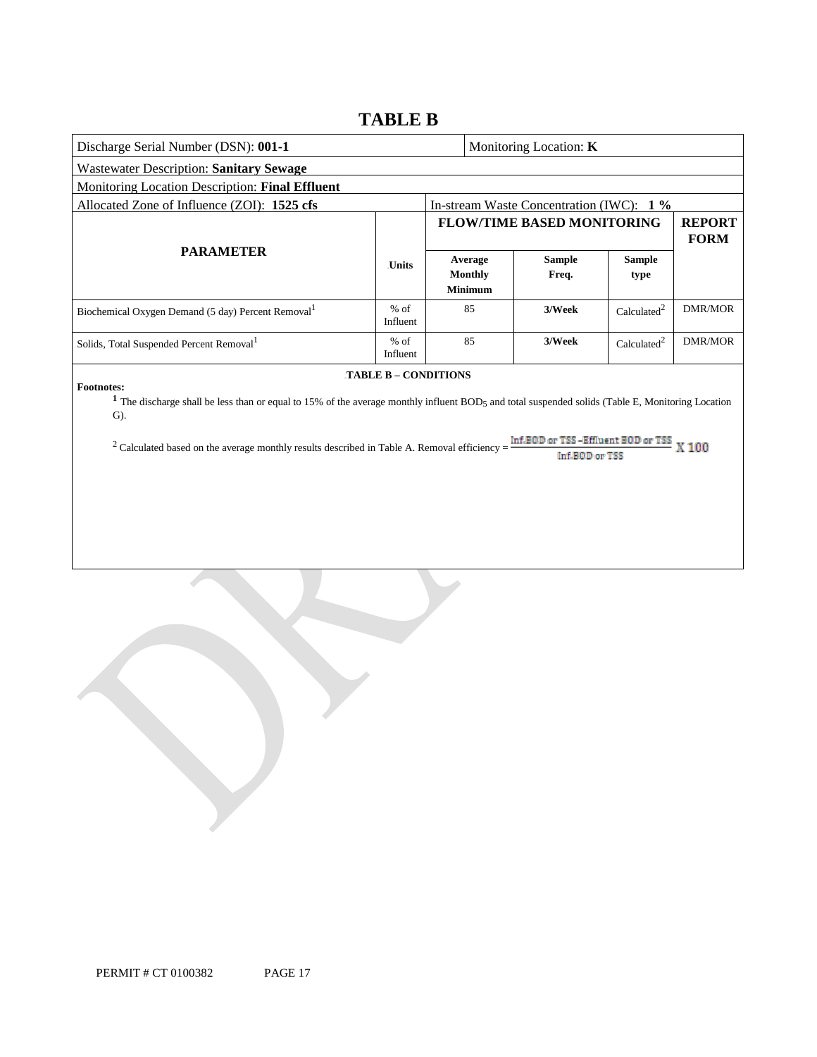# TABLE B

| Discharge Serial Number (DSN): **001-1** | | Monitoring Location: **K** | | | |
|---|---|---|---|---|---|
| Wastewater Description: **Sanitary Sewage** | | | | | |
| Monitoring Location Description: **Final Effluent** | | | | | |
| Allocated Zone of Influence (ZOI): **1525 cfs** | | In-stream Waste Concentration (IWC): **1 %** | | | |
| **PARAMETER** | **Units** | **FLOW/TIME BASED MONITORING** | | | **REPORT FORM** |
| | | **Average Monthly Minimum** | **Sample Freq.** | **Sample type** | |
| Biochemical Oxygen Demand (5 day) Percent Removal[1] | % of Influent | 85 | **3/Week** | Calculated[2] | DMR/MOR |
| Solids, Total Suspended Percent Removal[1] | % of Influent | 85 | **3/Week** | Calculated[2] | DMR/MOR |

**TABLE B – CONDITIONS**

**Footnotes:**

[1] The discharge shall be less than or equal to 15% of the average monthly influent $BOD_5$ and total suspended solids (Table E, Monitoring Location G).

[2] Calculated based on the average monthly results described in Table A. Removal efficiency = $\frac{\text{Inf.BOD or TSS} - \text{Effluent BOD or TSS}}{\text{Inf.BOD or TSS}} \times 100$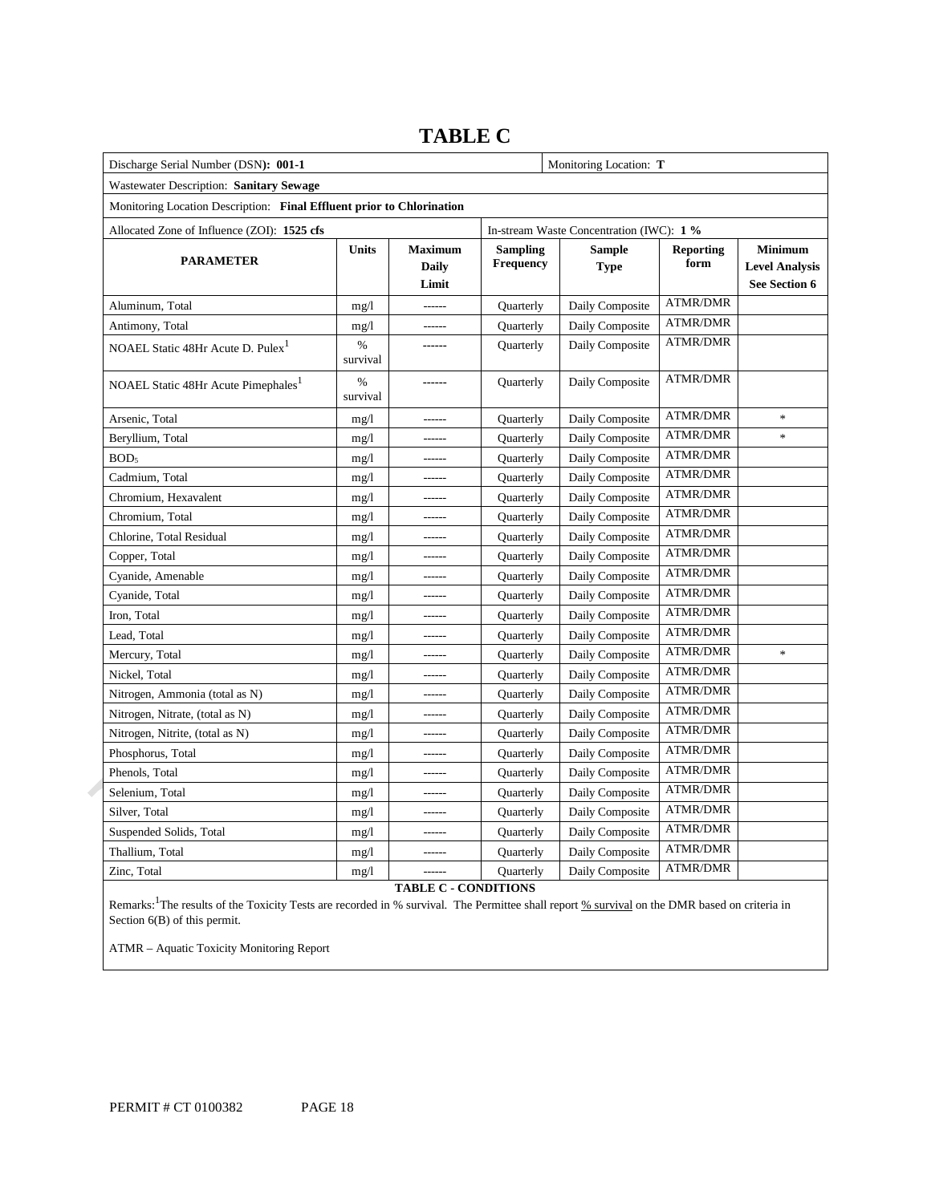# TABLE C

| Discharge Serial Number (DSN): **001-1** | | | | Monitoring Location: **T** | | |
|---|---|---|---|---|---|---|
| Wastewater Description: **Sanitary Sewage** | | | | | | |
| Monitoring Location Description: **Final Effluent prior to Chlorination** | | | | | | |
| Allocated Zone of Influence (ZOI): **1525 cfs** | | | In-stream Waste Concentration (IWC): **1 %** | | | |
| **PARAMETER** | **Units** | **Maximum Daily Limit** | **Sampling Frequency** | **Sample Type** | **Reporting form** | **Minimum Level Analysis See Section 6** |
| Aluminum, Total | mg/l | ------ | Quarterly | Daily Composite | ATMR/DMR | |
| Antimony, Total | mg/l | ------ | Quarterly | Daily Composite | ATMR/DMR | |
| NOAEL Static 48Hr Acute D. Pulex[1] | % survival | ------ | Quarterly | Daily Composite | ATMR/DMR | |
| NOAEL Static 48Hr Acute Pimephales[1] | % survival | ------ | Quarterly | Daily Composite | ATMR/DMR | |
| Arsenic, Total | mg/l | ------ | Quarterly | Daily Composite | ATMR/DMR | * |
| Beryllium, Total | mg/l | ------ | Quarterly | Daily Composite | ATMR/DMR | * |
| $BOD_5$ | mg/l | ------ | Quarterly | Daily Composite | ATMR/DMR | |
| Cadmium, Total | mg/l | ------ | Quarterly | Daily Composite | ATMR/DMR | |
| Chromium, Hexavalent | mg/l | ------ | Quarterly | Daily Composite | ATMR/DMR | |
| Chromium, Total | mg/l | ------ | Quarterly | Daily Composite | ATMR/DMR | |
| Chlorine, Total Residual | mg/l | ------ | Quarterly | Daily Composite | ATMR/DMR | |
| Copper, Total | mg/l | ------ | Quarterly | Daily Composite | ATMR/DMR | |
| Cyanide, Amenable | mg/l | ------ | Quarterly | Daily Composite | ATMR/DMR | |
| Cyanide, Total | mg/l | ------ | Quarterly | Daily Composite | ATMR/DMR | |
| Iron, Total | mg/l | ------ | Quarterly | Daily Composite | ATMR/DMR | |
| Lead, Total | mg/l | ------ | Quarterly | Daily Composite | ATMR/DMR | |
| Mercury, Total | mg/l | ------ | Quarterly | Daily Composite | ATMR/DMR | * |
| Nickel, Total | mg/l | ------ | Quarterly | Daily Composite | ATMR/DMR | |
| Nitrogen, Ammonia (total as N) | mg/l | ------ | Quarterly | Daily Composite | ATMR/DMR | |
| Nitrogen, Nitrate, (total as N) | mg/l | ------ | Quarterly | Daily Composite | ATMR/DMR | |
| Nitrogen, Nitrite, (total as N) | mg/l | ------ | Quarterly | Daily Composite | ATMR/DMR | |
| Phosphorus, Total | mg/l | ------ | Quarterly | Daily Composite | ATMR/DMR | |
| Phenols, Total | mg/l | ------ | Quarterly | Daily Composite | ATMR/DMR | |
| Selenium, Total | mg/l | ------ | Quarterly | Daily Composite | ATMR/DMR | |
| Silver, Total | mg/l | ------ | Quarterly | Daily Composite | ATMR/DMR | |
| Suspended Solids, Total | mg/l | ------ | Quarterly | Daily Composite | ATMR/DMR | |
| Thallium, Total | mg/l | ------ | Quarterly | Daily Composite | ATMR/DMR | |
| Zinc, Total | mg/l | ------ | Quarterly | Daily Composite | ATMR/DMR | |

**TABLE C - CONDITIONS**

Remarks:[1]The results of the Toxicity Tests are recorded in % survival. The Permittee shall report % survival on the DMR based on criteria in Section 6(B) of this permit.

ATMR – Aquatic Toxicity Monitoring Report

PERMIT # CT 0100382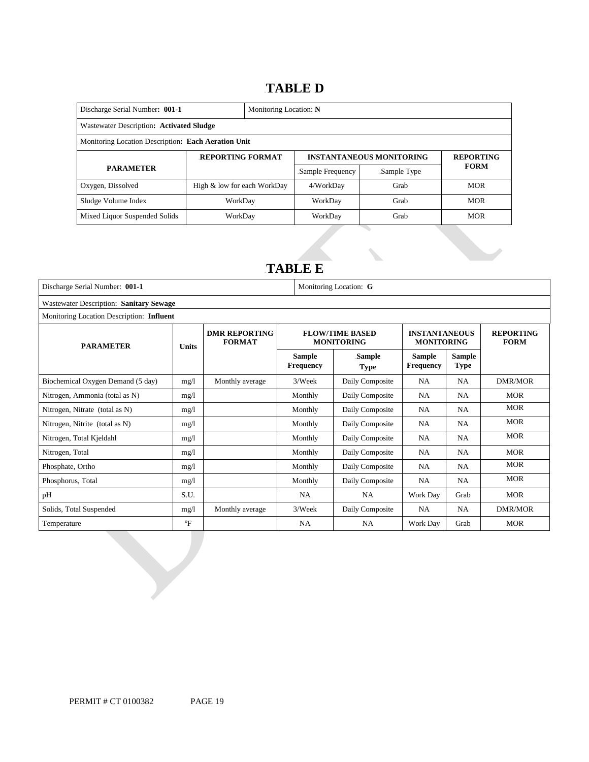# TABLE D

| Discharge Serial Number: **001-1** | | Monitoring Location: **N** | | |
|---|---|---|---|---|
| Wastewater Description: **Activated Sludge** | | | | |
| Monitoring Location Description: **Each Aeration Unit** | | | | |
| **PARAMETER** | **REPORTING FORMAT** | **INSTANTANEOUS MONITORING** | | **REPORTING FORM** |
| | | Sample Frequency | Sample Type | |
| Oxygen, Dissolved | High & low for each WorkDay | 4/WorkDay | Grab | MOR |
| Sludge Volume Index | WorkDay | WorkDay | Grab | MOR |
| Mixed Liquor Suspended Solids | WorkDay | WorkDay | Grab | MOR |

# TABLE E

| Discharge Serial Number: **001-1** | | | Monitoring Location: **G** | | | | |
|---|---|---|---|---|---|---|---|
| Wastewater Description: **Sanitary Sewage** | | | | | | | |
| Monitoring Location Description: **Influent** | | | | | | | |
| **PARAMETER** | **Units** | **DMR REPORTING FORMAT** | **FLOW/TIME BASED MONITORING** | | **INSTANTANEOUS MONITORING** | | **REPORTING FORM** |
| | | | **Sample Frequency** | **Sample Type** | **Sample Frequency** | **Sample Type** | |
| Biochemical Oxygen Demand (5 day) | mg/l | Monthly average | 3/Week | Daily Composite | NA | NA | DMR/MOR |
| Nitrogen, Ammonia (total as N) | mg/l | | Monthly | Daily Composite | NA | NA | MOR |
| Nitrogen, Nitrate (total as N) | mg/l | | Monthly | Daily Composite | NA | NA | MOR |
| Nitrogen, Nitrite (total as N) | mg/l | | Monthly | Daily Composite | NA | NA | MOR |
| Nitrogen, Total Kjeldahl | mg/l | | Monthly | Daily Composite | NA | NA | MOR |
| Nitrogen, Total | mg/l | | Monthly | Daily Composite | NA | NA | MOR |
| Phosphate, Ortho | mg/l | | Monthly | Daily Composite | NA | NA | MOR |
| Phosphorus, Total | mg/l | | Monthly | Daily Composite | NA | NA | MOR |
| pH | S.U. | | NA | NA | Work Day | Grab | MOR |
| Solids, Total Suspended | mg/l | Monthly average | 3/Week | Daily Composite | NA | NA | DMR/MOR |
| Temperature | °F | | NA | NA | Work Day | Grab | MOR |

PERMIT # CT 0100382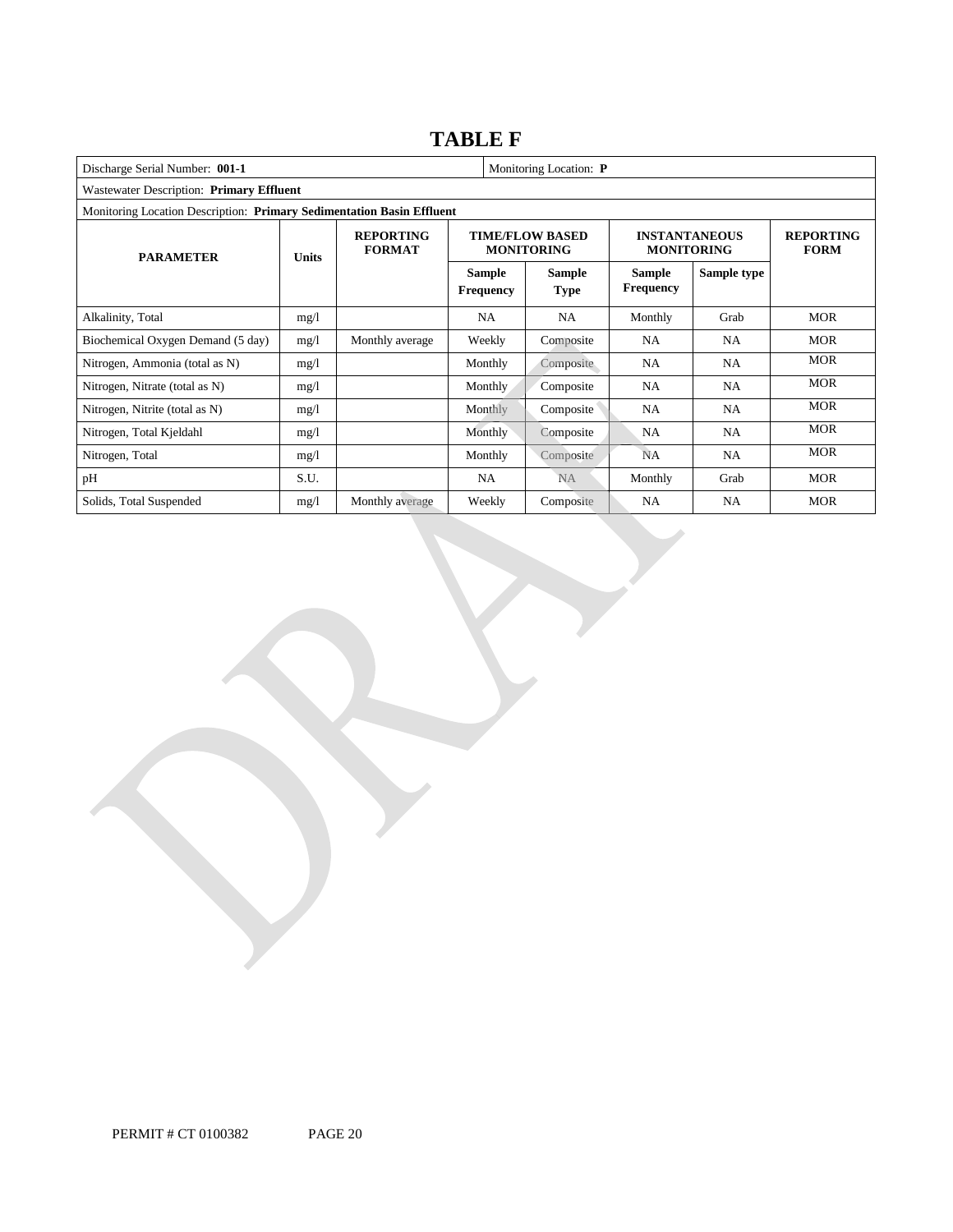# TABLE F

| Discharge Serial Number: **001-1** | | | | | Monitoring Location: **P** | | |
|---|---|---|---|---|---|---|---|
| Wastewater Description: **Primary Effluent** | | | | | | | |
| Monitoring Location Description: **Primary Sedimentation Basin Effluent** | | | | | | | |
| **PARAMETER** | **Units** | **REPORTING FORMAT** | **TIME/FLOW BASED MONITORING** | | **INSTANTANEOUS MONITORING** | | **REPORTING FORM** |
| | | | **Sample Frequency** | **Sample Type** | **Sample Frequency** | **Sample type** | |
| Alkalinity, Total | mg/l | | NA | NA | Monthly | Grab | MOR |
| Biochemical Oxygen Demand (5 day) | mg/l | Monthly average | Weekly | Composite | NA | NA | MOR |
| Nitrogen, Ammonia (total as N) | mg/l | | Monthly | Composite | NA | NA | MOR |
| Nitrogen, Nitrate (total as N) | mg/l | | Monthly | Composite | NA | NA | MOR |
| Nitrogen, Nitrite (total as N) | mg/l | | Monthly | Composite | NA | NA | MOR |
| Nitrogen, Total Kjeldahl | mg/l | | Monthly | Composite | NA | NA | MOR |
| Nitrogen, Total | mg/l | | Monthly | Composite | NA | NA | MOR |
| pH | S.U. | | NA | NA | Monthly | Grab | MOR |
| Solids, Total Suspended | mg/l | Monthly average | Weekly | Composite | NA | NA | MOR |

PERMIT # CT 0100382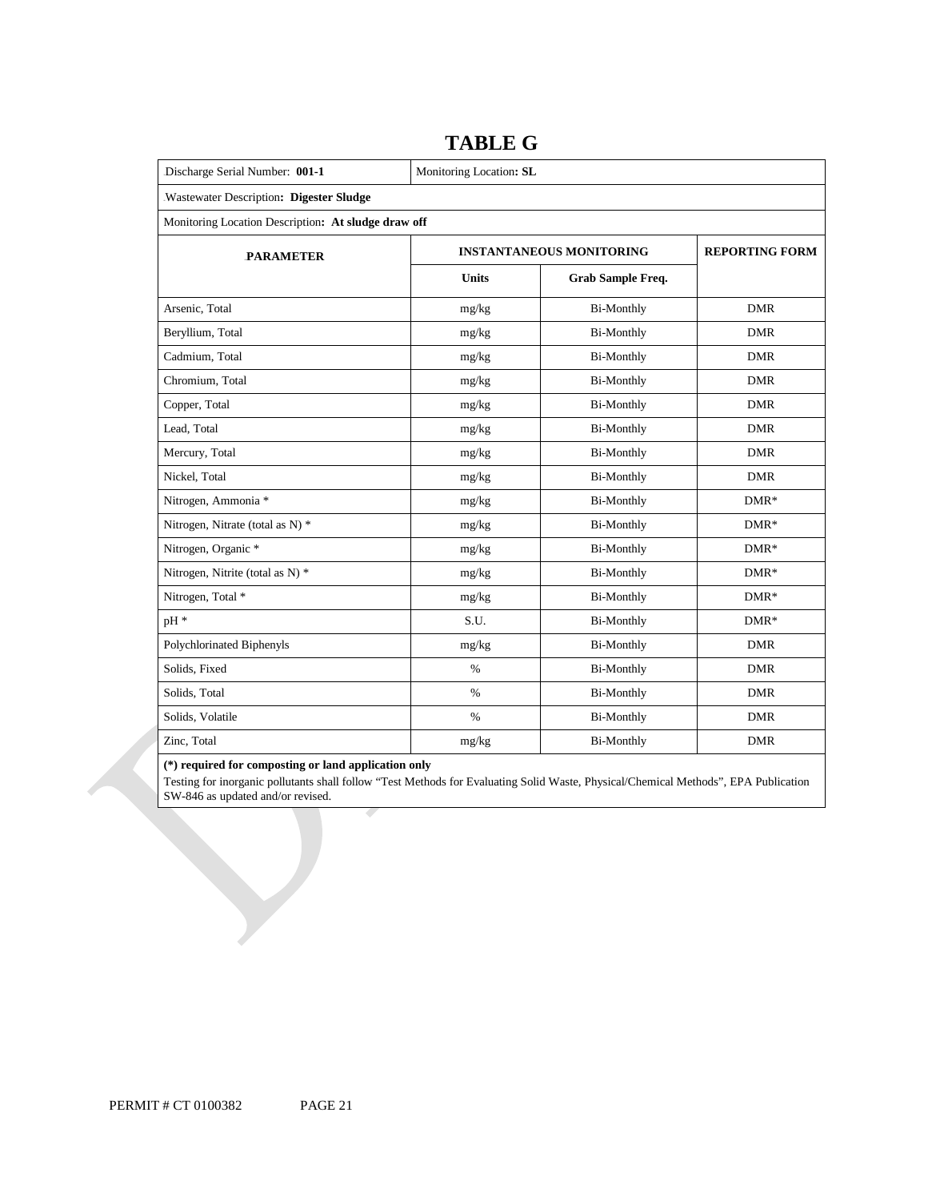# TABLE G

| Discharge Serial Number: **001-1** | Monitoring Location**: SL** | | |
|---|---|---|---|
| Wastewater Description**: Digester Sludge** | | | |
| Monitoring Location Description**: At sludge draw off** | | | |
| **PARAMETER** | **INSTANTANEOUS MONITORING** | | **REPORTING FORM** |
| | **Units** | **Grab Sample Freq.** | |
| Arsenic, Total | mg/kg | Bi-Monthly | DMR |
| Beryllium, Total | mg/kg | Bi-Monthly | DMR |
| Cadmium, Total | mg/kg | Bi-Monthly | DMR |
| Chromium, Total | mg/kg | Bi-Monthly | DMR |
| Copper, Total | mg/kg | Bi-Monthly | DMR |
| Lead, Total | mg/kg | Bi-Monthly | DMR |
| Mercury, Total | mg/kg | Bi-Monthly | DMR |
| Nickel, Total | mg/kg | Bi-Monthly | DMR |
| Nitrogen, Ammonia * | mg/kg | Bi-Monthly | DMR* |
| Nitrogen, Nitrate (total as N) * | mg/kg | Bi-Monthly | DMR* |
| Nitrogen, Organic * | mg/kg | Bi-Monthly | DMR* |
| Nitrogen, Nitrite (total as N) * | mg/kg | Bi-Monthly | DMR* |
| Nitrogen, Total * | mg/kg | Bi-Monthly | DMR* |
| pH * | S.U. | Bi-Monthly | DMR* |
| Polychlorinated Biphenyls | mg/kg | Bi-Monthly | DMR |
| Solids, Fixed | % | Bi-Monthly | DMR |
| Solids, Total | % | Bi-Monthly | DMR |
| Solids, Volatile | % | Bi-Monthly | DMR |
| Zinc, Total | mg/kg | Bi-Monthly | DMR |

**(*) required for composting or land application only**

Testing for inorganic pollutants shall follow "Test Methods for Evaluating Solid Waste, Physical/Chemical Methods", EPA Publication SW-846 as updated and/or revised.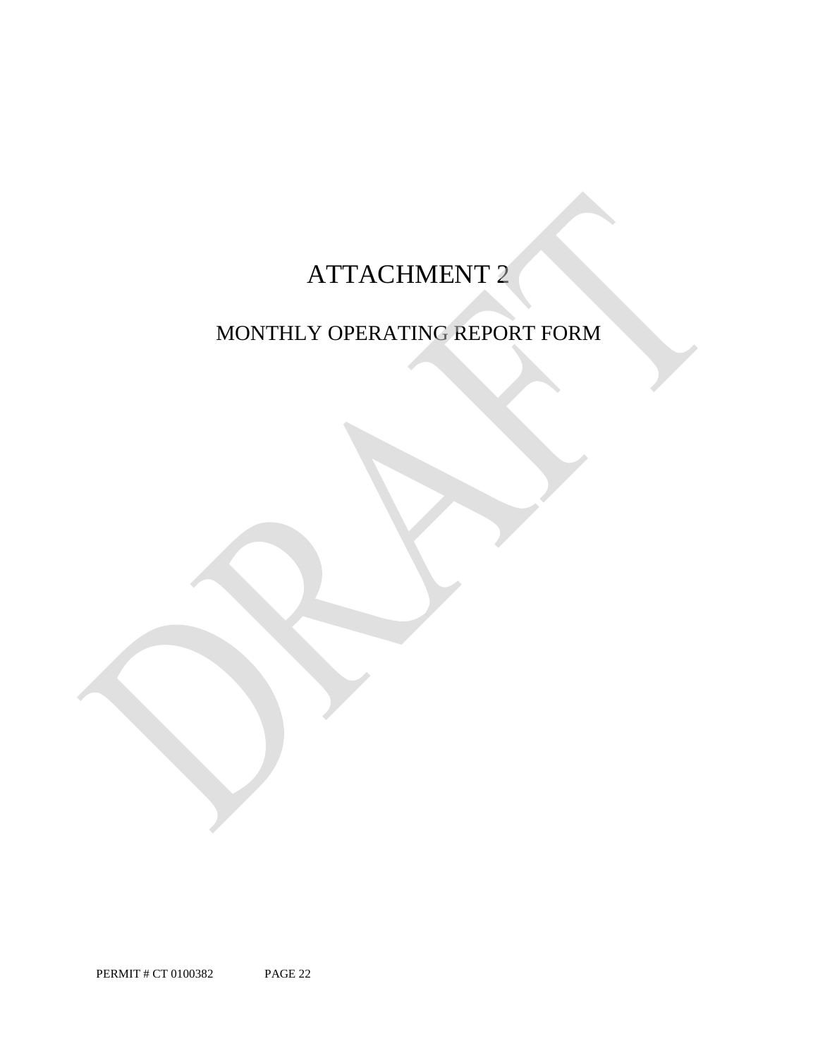# ATTACHMENT 2

## MONTHLY OPERATING REPORT FORM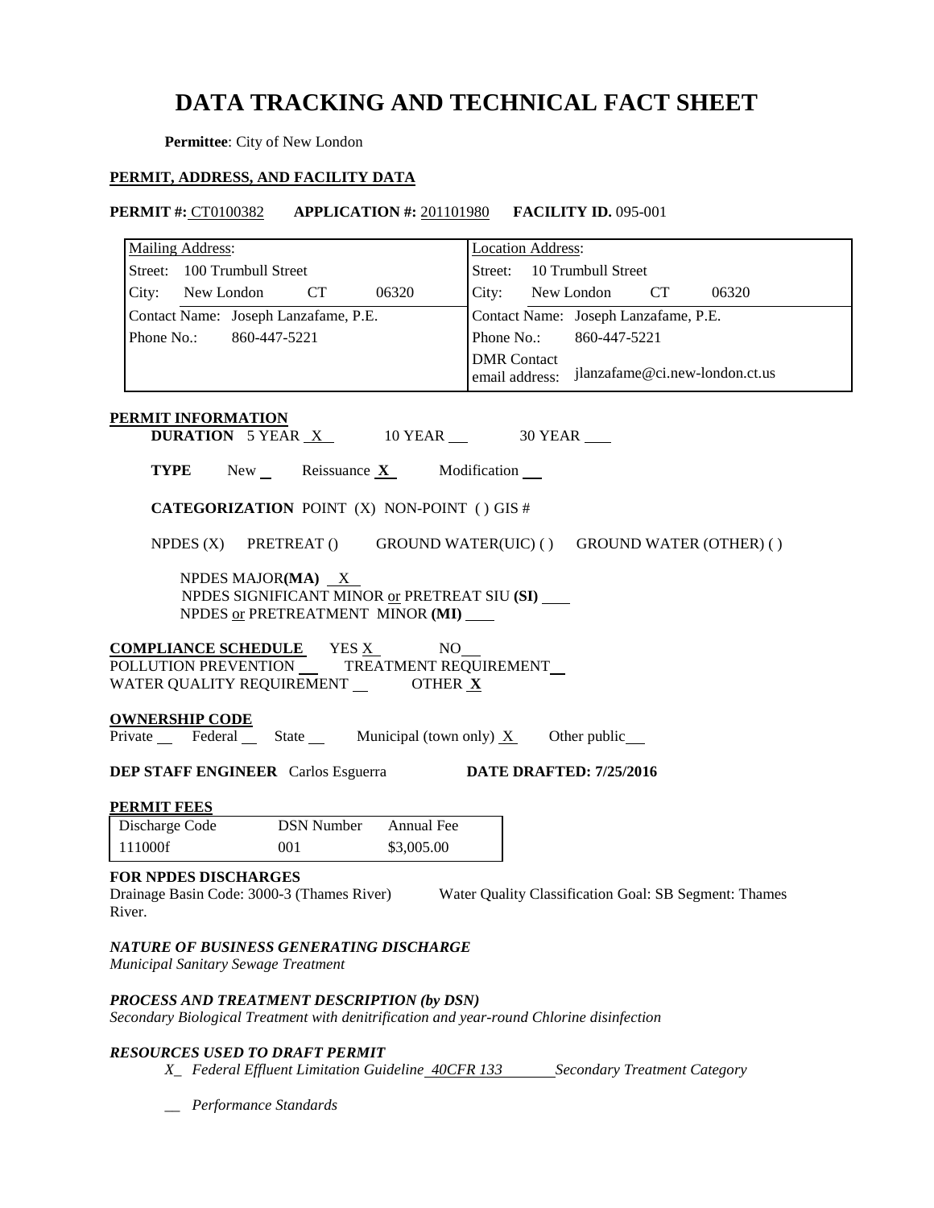# DATA TRACKING AND TECHNICAL FACT SHEET

**Permittee**: City of New London

**PERMIT, ADDRESS, AND FACILITY DATA**

**PERMIT #:** CT0100382 **APPLICATION #:** 201101980 **FACILITY ID.** 095-001

| Mailing Address: | Location Address: |
|---|---|
| Street: 100 Trumbull Street | Street: 10 Trumbull Street |
| City: New London CT 06320 | City: New London CT 06320 |
| Contact Name: Joseph Lanzafame, P.E. | Contact Name: Joseph Lanzafame, P.E. |
| Phone No.: 860-447-5221 | Phone No.: 860-447-5221 |
| | DMR Contact email address: jlanzafame@ci.new-london.ct.us |

**PERMIT INFORMATION**

**DURATION** 5 YEAR X 10 YEAR __ 30 YEAR __

**TYPE** New __ Reissuance **X** Modification __

**CATEGORIZATION** POINT (X) NON-POINT ( ) GIS #

NPDES (X) PRETREAT () GROUND WATER(UIC) ( ) GROUND WATER (OTHER) ( )

NPDES MAJOR**(MA)** X
NPDES SIGNIFICANT MINOR or PRETREAT SIU **(SI)** __
NPDES or PRETREATMENT MINOR **(MI)** __

**COMPLIANCE SCHEDULE** YES X NO __
POLLUTION PREVENTION __ TREATMENT REQUIREMENT __
WATER QUALITY REQUIREMENT __ OTHER **X**

**OWNERSHIP CODE**
Private __ Federal __ State __ Municipal (town only) X Other public __

**DEP STAFF ENGINEER** Carlos Esguerra **DATE DRAFTED: 7/25/2016**

**PERMIT FEES**

| Discharge Code | DSN Number | Annual Fee |
|---|---|---|
| 111000f | 001 | $3,005.00 |

**FOR NPDES DISCHARGES**
Drainage Basin Code: 3000-3 (Thames River) Water Quality Classification Goal: SB Segment: Thames River.

***NATURE OF BUSINESS GENERATING DISCHARGE***
*Municipal Sanitary Sewage Treatment*

***PROCESS AND TREATMENT DESCRIPTION (by DSN)***
*Secondary Biological Treatment with denitrification and year-round Chlorine disinfection*

***RESOURCES USED TO DRAFT PERMIT***

*X_ Federal Effluent Limitation Guideline 40CFR 133 Secondary Treatment Category*

*__ Performance Standards*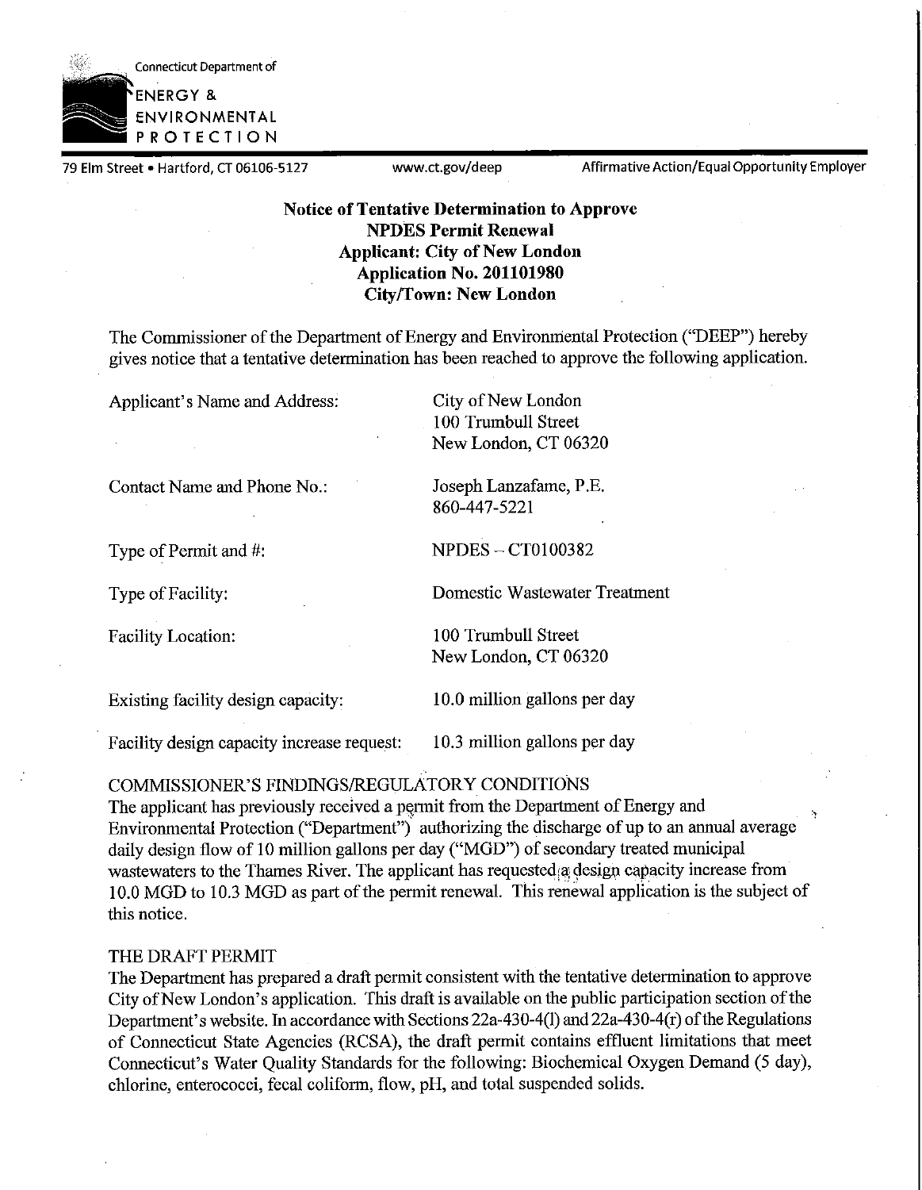Connecticut Department of

ENERGY & ENVIRONMENTAL PROTECTION

79 Elm Street • Hartford, CT 06106-5127 www.ct.gov/deep Affirmative Action/Equal Opportunity Employer

**Notice of Tentative Determination to Approve**
**NPDES Permit Renewal**
**Applicant: City of New London**
**Application No. 201101980**
**City/Town: New London**

The Commissioner of the Department of Energy and Environmental Protection ("DEEP") hereby gives notice that a tentative determination has been reached to approve the following application.

| | |
|---|---|
| Applicant's Name and Address: | City of New London<br>100 Trumbull Street<br>New London, CT 06320 |
| Contact Name and Phone No.: | Joseph Lanzafame, P.E.<br>860-447-5221 |
| Type of Permit and #: | NPDES – CT0100382 |
| Type of Facility: | Domestic Wastewater Treatment |
| Facility Location: | 100 Trumbull Street<br>New London, CT 06320 |
| Existing facility design capacity: | 10.0 million gallons per day |
| Facility design capacity increase request: | 10.3 million gallons per day |

COMMISSIONER'S FINDINGS/REGULATORY CONDITIONS

The applicant has previously received a permit from the Department of Energy and Environmental Protection ("Department") authorizing the discharge of up to an annual average daily design flow of 10 million gallons per day ("MGD") of secondary treated municipal wastewaters to the Thames River. The applicant has requested a design capacity increase from 10.0 MGD to 10.3 MGD as part of the permit renewal. This renewal application is the subject of this notice.

THE DRAFT PERMIT

The Department has prepared a draft permit consistent with the tentative determination to approve City of New London's application. This draft is available on the public participation section of the Department's website. In accordance with Sections 22a-430-4(l) and 22a-430-4(r) of the Regulations of Connecticut State Agencies (RCSA), the draft permit contains effluent limitations that meet Connecticut's Water Quality Standards for the following: Biochemical Oxygen Demand (5 day), chlorine, enterococci, fecal coliform, flow, pH, and total suspended solids.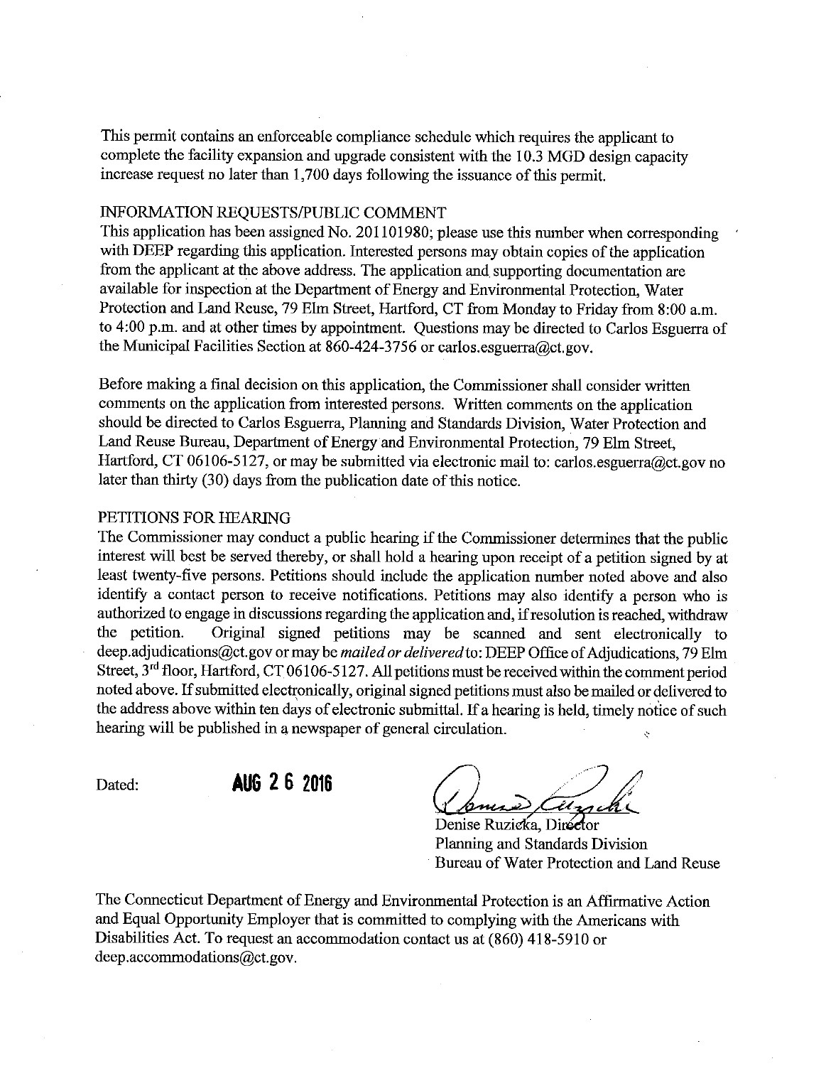This permit contains an enforceable compliance schedule which requires the applicant to complete the facility expansion and upgrade consistent with the 10.3 MGD design capacity increase request no later than 1,700 days following the issuance of this permit.

## INFORMATION REQUESTS/PUBLIC COMMENT

This application has been assigned No. 201101980; please use this number when corresponding with DEEP regarding this application. Interested persons may obtain copies of the application from the applicant at the above address. The application and supporting documentation are available for inspection at the Department of Energy and Environmental Protection, Water Protection and Land Reuse, 79 Elm Street, Hartford, CT from Monday to Friday from 8:00 a.m. to 4:00 p.m. and at other times by appointment. Questions may be directed to Carlos Esguerra of the Municipal Facilities Section at 860-424-3756 or carlos.esguerra@ct.gov.

Before making a final decision on this application, the Commissioner shall consider written comments on the application from interested persons. Written comments on the application should be directed to Carlos Esguerra, Planning and Standards Division, Water Protection and Land Reuse Bureau, Department of Energy and Environmental Protection, 79 Elm Street, Hartford, CT 06106-5127, or may be submitted via electronic mail to: carlos.esguerra@ct.gov no later than thirty (30) days from the publication date of this notice.

## PETITIONS FOR HEARING

The Commissioner may conduct a public hearing if the Commissioner determines that the public interest will best be served thereby, or shall hold a hearing upon receipt of a petition signed by at least twenty-five persons. Petitions should include the application number noted above and also identify a contact person to receive notifications. Petitions may also identify a person who is authorized to engage in discussions regarding the application and, if resolution is reached, withdraw the petition. Original signed petitions may be scanned and sent electronically to deep.adjudications@ct.gov or may be *mailed or delivered* to: DEEP Office of Adjudications, 79 Elm Street, 3rd floor, Hartford, CT 06106-5127. All petitions must be received within the comment period noted above. If submitted electronically, original signed petitions must also be mailed or delivered to the address above within ten days of electronic submittal. If a hearing is held, timely notice of such hearing will be published in a newspaper of general circulation.

Dated: **AUG 2 6 2016**

Denise Ruzicka, Director
Planning and Standards Division
Bureau of Water Protection and Land Reuse

The Connecticut Department of Energy and Environmental Protection is an Affirmative Action and Equal Opportunity Employer that is committed to complying with the Americans with Disabilities Act. To request an accommodation contact us at (860) 418-5910 or deep.accommodations@ct.gov.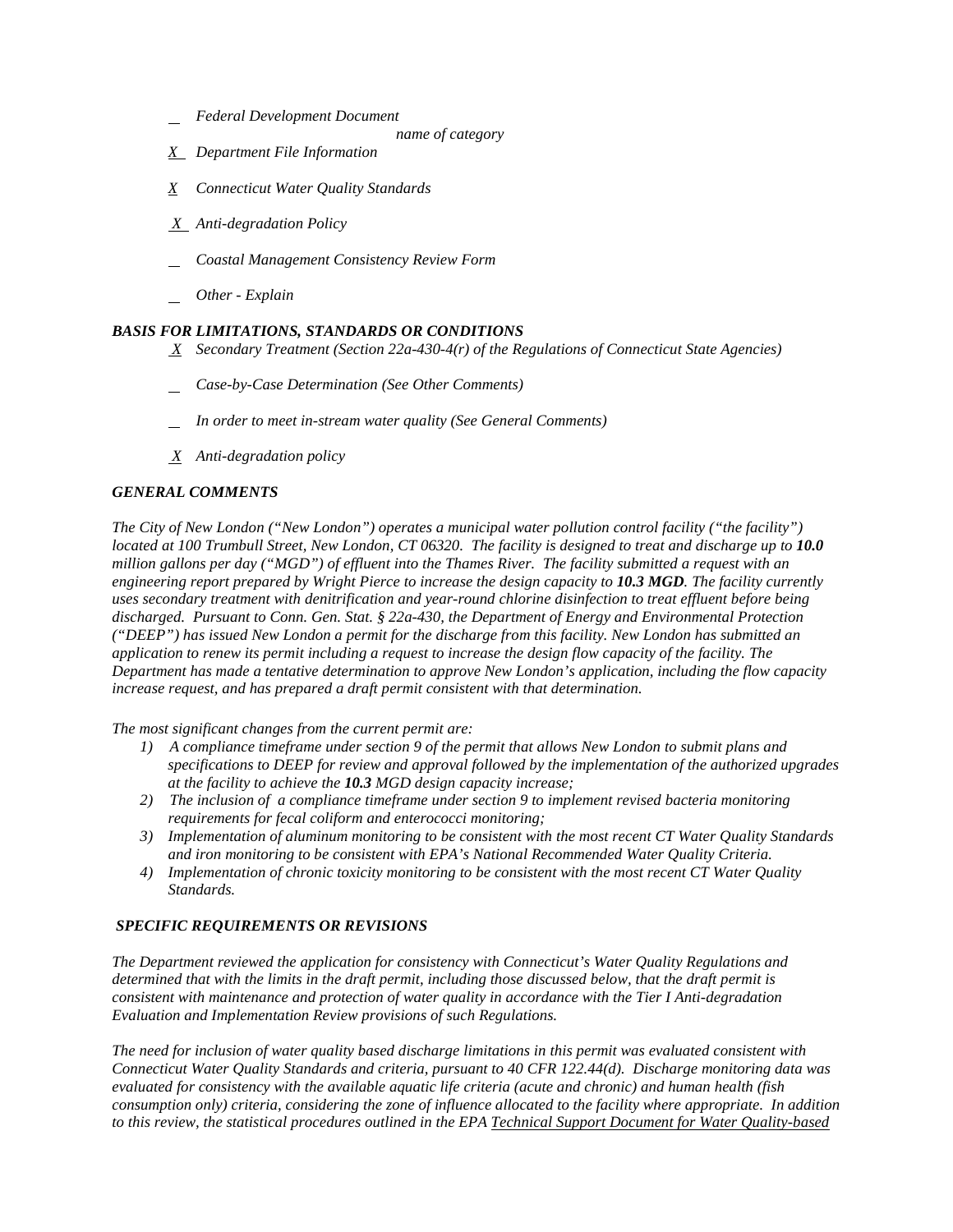_ *Federal Development Document*

*name of category*

*X* *Department File Information*

*X* *Connecticut Water Quality Standards*

*X* *Anti-degradation Policy*

_ *Coastal Management Consistency Review Form*

_ *Other - Explain*

### *BASIS FOR LIMITATIONS, STANDARDS OR CONDITIONS*

*X* *Secondary Treatment (Section 22a-430-4(r) of the Regulations of Connecticut State Agencies)*

_ *Case-by-Case Determination (See Other Comments)*

_ *In order to meet in-stream water quality (See General Comments)*

*X* *Anti-degradation policy*

### *GENERAL COMMENTS*

*The City of New London ("New London") operates a municipal water pollution control facility ("the facility") located at 100 Trumbull Street, New London, CT 06320. The facility is designed to treat and discharge up to **10.0** million gallons per day ("MGD") of effluent into the Thames River. The facility submitted a request with an engineering report prepared by Wright Pierce to increase the design capacity to **10.3 MGD**. The facility currently uses secondary treatment with denitrification and year-round chlorine disinfection to treat effluent before being discharged. Pursuant to Conn. Gen. Stat. § 22a-430, the Department of Energy and Environmental Protection ("DEEP") has issued New London a permit for the discharge from this facility. New London has submitted an application to renew its permit including a request to increase the design flow capacity of the facility. The Department has made a tentative determination to approve New London's application, including the flow capacity increase request, and has prepared a draft permit consistent with that determination.*

*The most significant changes from the current permit are:*

1) *A compliance timeframe under section 9 of the permit that allows New London to submit plans and specifications to DEEP for review and approval followed by the implementation of the authorized upgrades at the facility to achieve the **10.3** MGD design capacity increase;*
2) *The inclusion of a compliance timeframe under section 9 to implement revised bacteria monitoring requirements for fecal coliform and enterococci monitoring;*
3) *Implementation of aluminum monitoring to be consistent with the most recent CT Water Quality Standards and iron monitoring to be consistent with EPA's National Recommended Water Quality Criteria.*
4) *Implementation of chronic toxicity monitoring to be consistent with the most recent CT Water Quality Standards.*

### *SPECIFIC REQUIREMENTS OR REVISIONS*

*The Department reviewed the application for consistency with Connecticut's Water Quality Regulations and determined that with the limits in the draft permit, including those discussed below, that the draft permit is consistent with maintenance and protection of water quality in accordance with the Tier I Anti-degradation Evaluation and Implementation Review provisions of such Regulations.*

*The need for inclusion of water quality based discharge limitations in this permit was evaluated consistent with Connecticut Water Quality Standards and criteria, pursuant to 40 CFR 122.44(d). Discharge monitoring data was evaluated for consistency with the available aquatic life criteria (acute and chronic) and human health (fish consumption only) criteria, considering the zone of influence allocated to the facility where appropriate. In addition to this review, the statistical procedures outlined in the EPA <u>Technical Support Document for Water Quality-based</u>*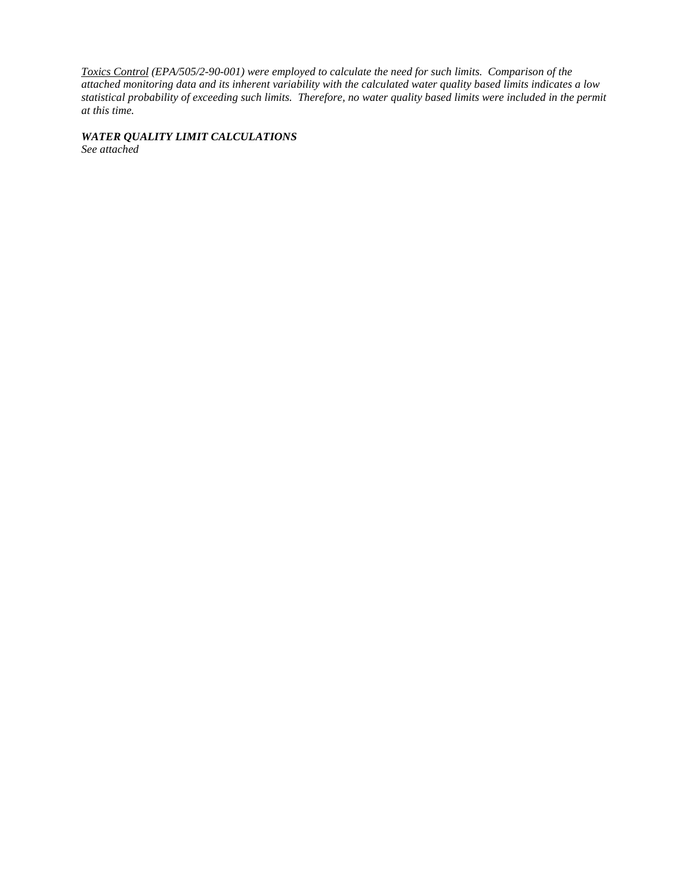*<u>Toxics Control</u> (EPA/505/2-90-001) were employed to calculate the need for such limits. Comparison of the attached monitoring data and its inherent variability with the calculated water quality based limits indicates a low statistical probability of exceeding such limits. Therefore, no water quality based limits were included in the permit at this time.*

***WATER QUALITY LIMIT CALCULATIONS***

*See attached*